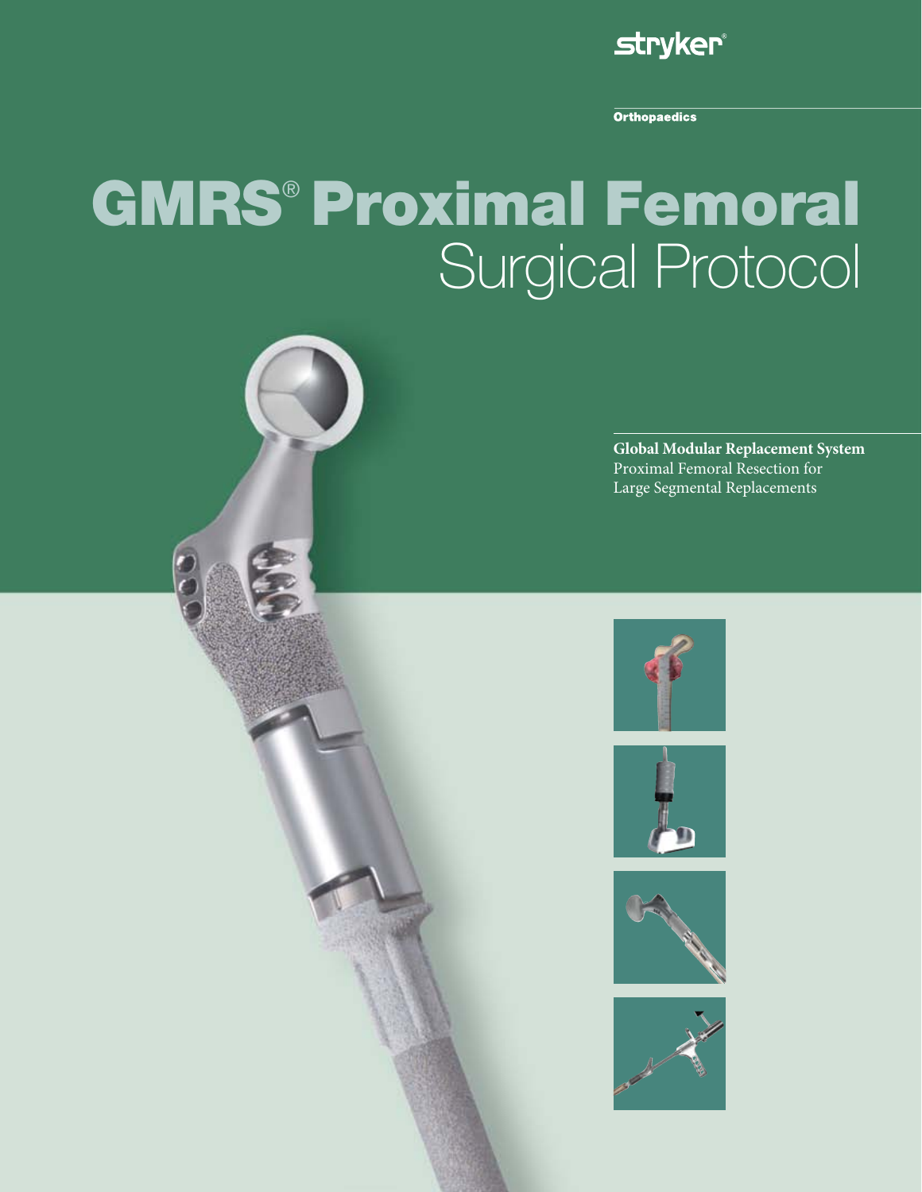stryker®

Orthopaedics

# GMRS® Proximal Femoral Surgical Protocol

**Global Modular Replacement System**
Proximal Femoral Resection for
Large Segmental Replacements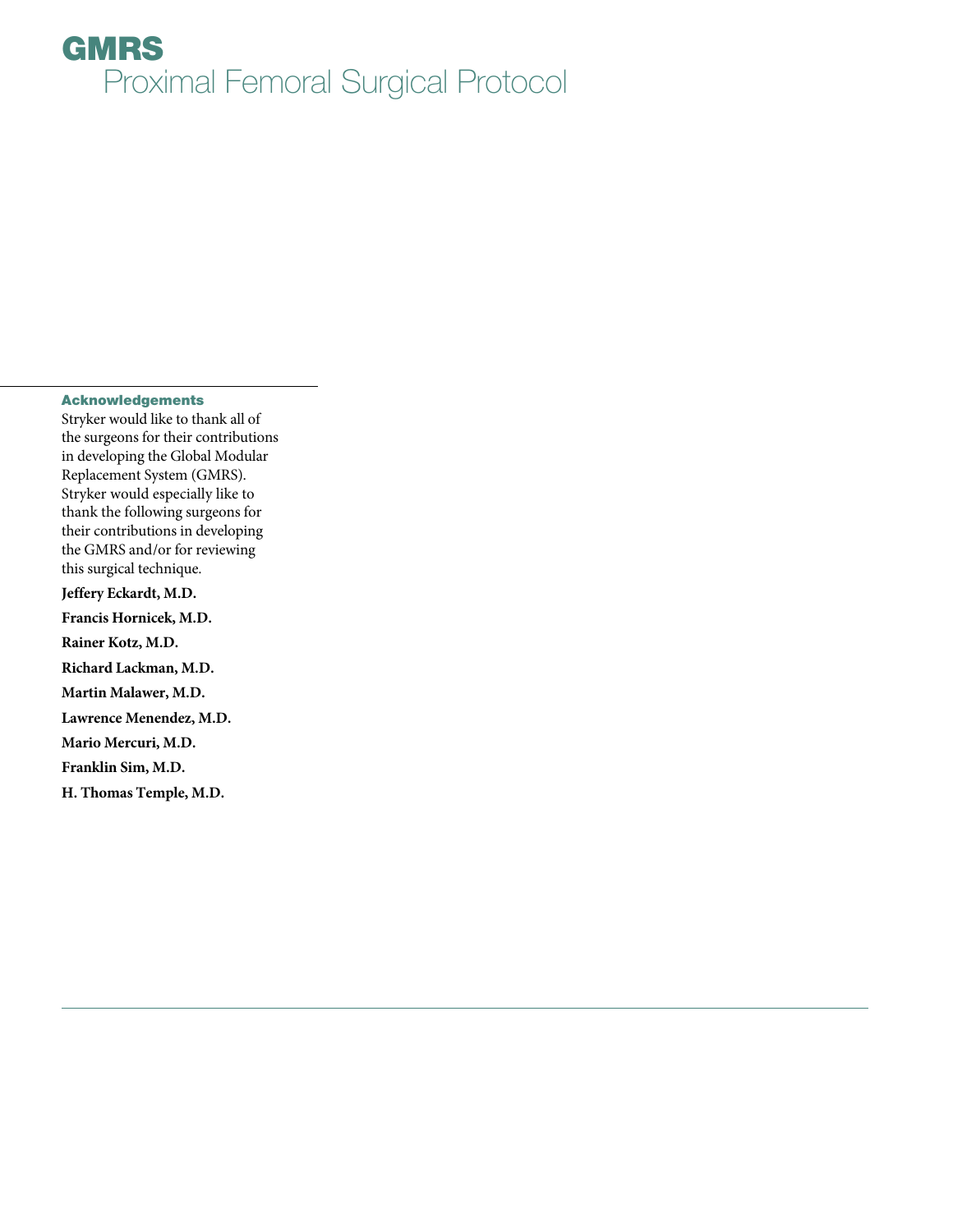# GMRS

## Proximal Femoral Surgical Protocol

### Acknowledgements

Stryker would like to thank all of the surgeons for their contributions in developing the Global Modular Replacement System (GMRS). Stryker would especially like to thank the following surgeons for their contributions in developing the GMRS and/or for reviewing this surgical technique.

**Jeffery Eckardt, M.D.**

**Francis Hornicek, M.D.**

**Rainer Kotz, M.D.**

**Richard Lackman, M.D.**

**Martin Malawer, M.D.**

**Lawrence Menendez, M.D.**

**Mario Mercuri, M.D.**

**Franklin Sim, M.D.**

**H. Thomas Temple, M.D.**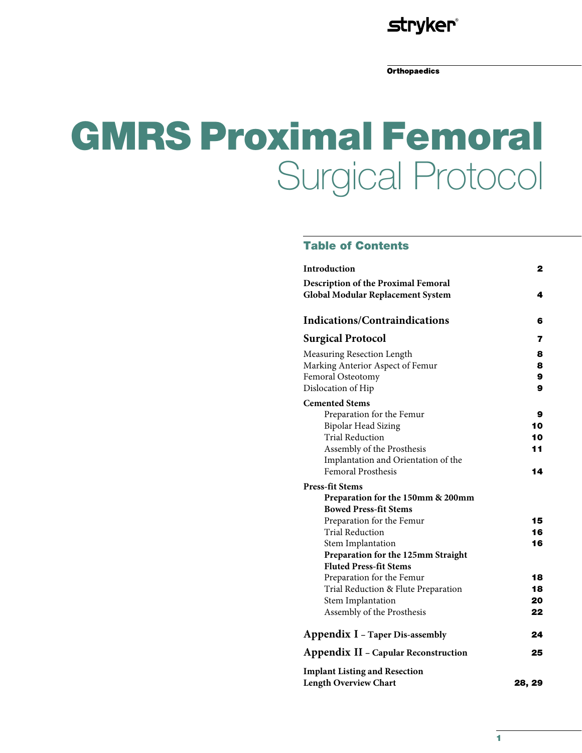stryker®

**Orthopaedics**

# GMRS Proximal Femoral
## Surgical Protocol

### Table of Contents

| | |
|---|---|
| **Introduction** | 2 |
| **Description of the Proximal Femoral Global Modular Replacement System** | 4 |
| **Indications/Contraindications** | 6 |
| **Surgical Protocol** | 7 |
| Measuring Resection Length | 8 |
| Marking Anterior Aspect of Femur | 8 |
| Femoral Osteotomy | 9 |
| Dislocation of Hip | 9 |
| **Cemented Stems** | |
| Preparation for the Femur | 9 |
| Bipolar Head Sizing | 10 |
| Trial Reduction | 10 |
| Assembly of the Prosthesis | 11 |
| Implantation and Orientation of the Femoral Prosthesis | 14 |
| **Press-fit Stems** | |
| **Preparation for the 150mm & 200mm Bowed Press-fit Stems** | |
| Preparation for the Femur | 15 |
| Trial Reduction | 16 |
| Stem Implantation | 16 |
| **Preparation for the 125mm Straight Fluted Press-fit Stems** | |
| Preparation for the Femur | 18 |
| Trial Reduction & Flute Preparation | 18 |
| Stem Implantation | 20 |
| Assembly of the Prosthesis | 22 |
| **Appendix I – Taper Dis-assembly** | 24 |
| **Appendix II – Capular Reconstruction** | 25 |
| **Implant Listing and Resection Length Overview Chart** | 28, 29 |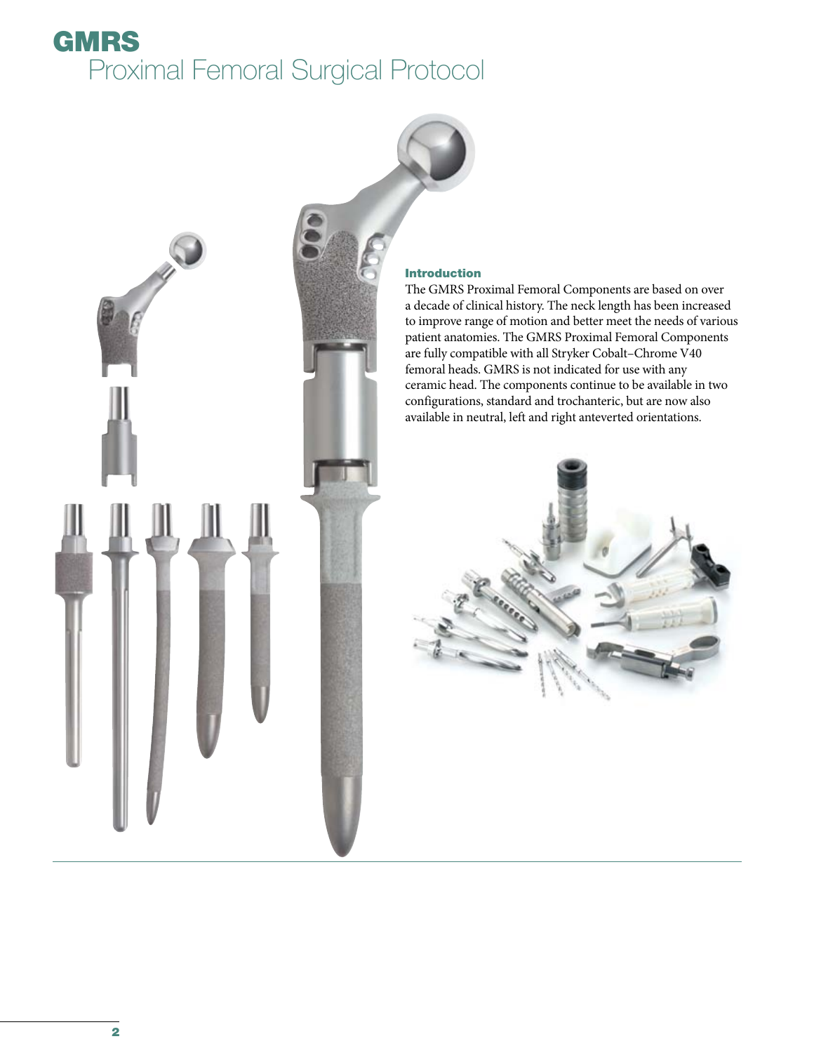# GMRS
## Proximal Femoral Surgical Protocol

### Introduction

The GMRS Proximal Femoral Components are based on over a decade of clinical history. The neck length has been increased to improve range of motion and better meet the needs of various patient anatomies. The GMRS Proximal Femoral Components are fully compatible with all Stryker Cobalt–Chrome V40 femoral heads. GMRS is not indicated for use with any ceramic head. The components continue to be available in two configurations, standard and trochanteric, but are now also available in neutral, left and right anteverted orientations.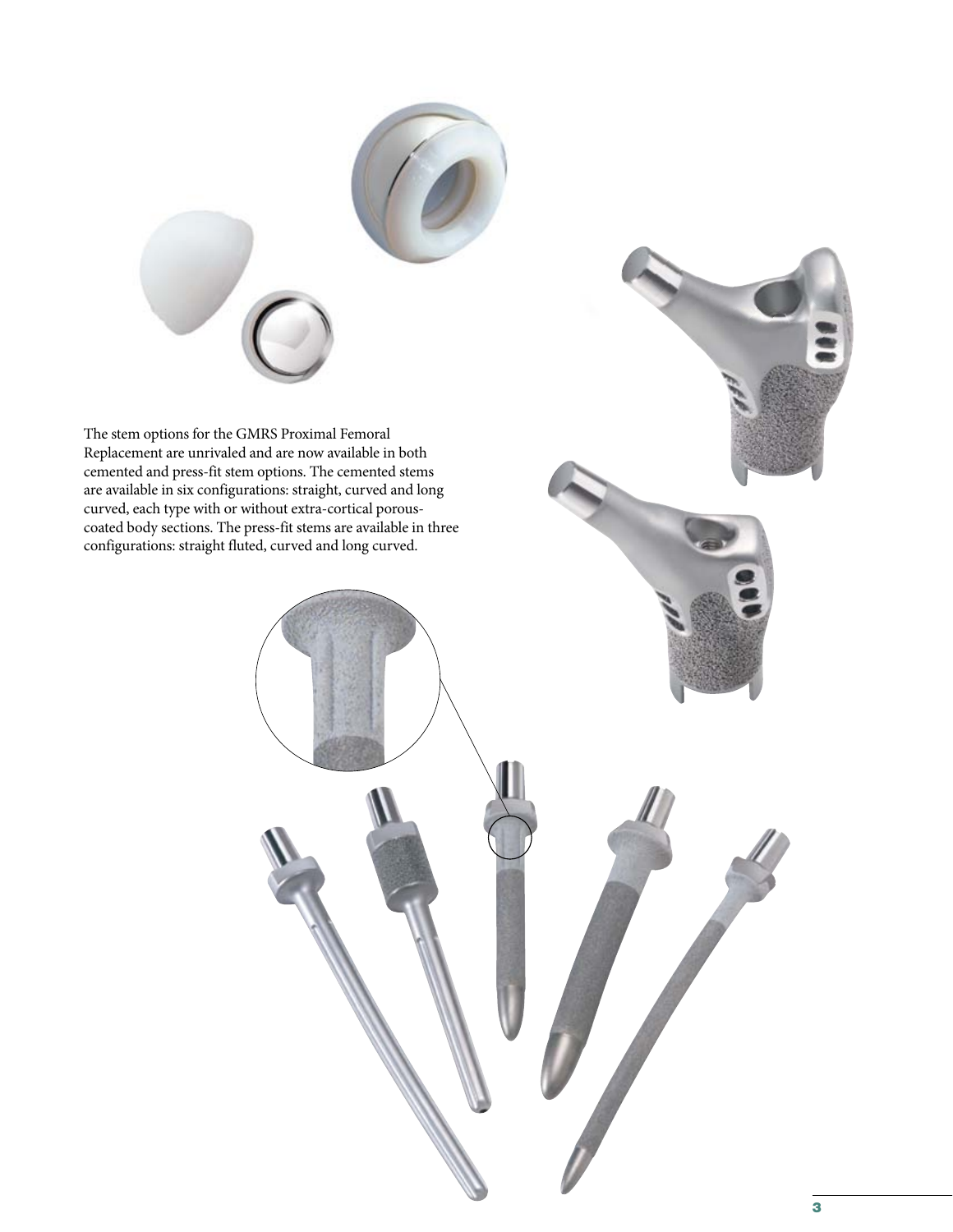The stem options for the GMRS Proximal Femoral Replacement are unrivaled and are now available in both cemented and press-fit stem options. The cemented stems are available in six configurations: straight, curved and long curved, each type with or without extra-cortical porous-coated body sections. The press-fit stems are available in three configurations: straight fluted, curved and long curved.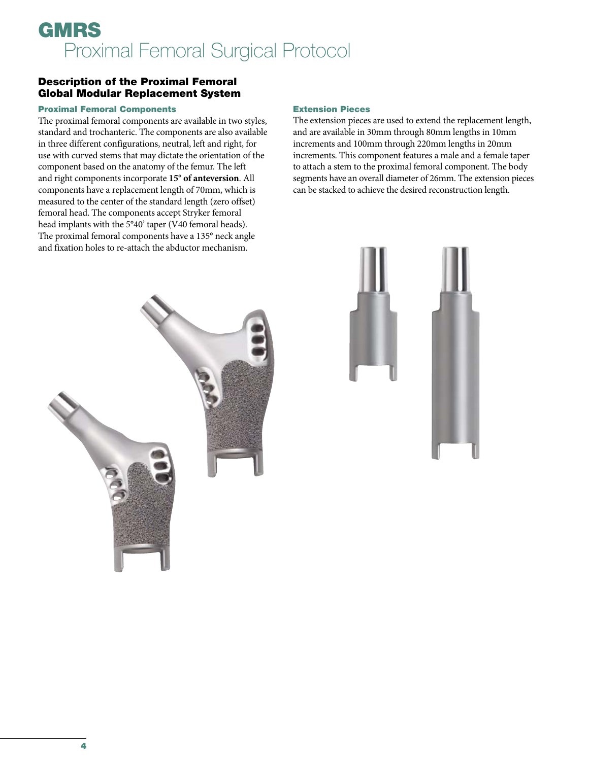# GMRS
## Proximal Femoral Surgical Protocol

### Description of the Proximal Femoral Global Modular Replacement System

#### Proximal Femoral Components

The proximal femoral components are available in two styles, standard and trochanteric. The components are also available in three different configurations, neutral, left and right, for use with curved stems that may dictate the orientation of the component based on the anatomy of the femur. The left and right components incorporate **15° of anteversion**. All components have a replacement length of 70mm, which is measured to the center of the standard length (zero offset) femoral head. The components accept Stryker femoral head implants with the 5°40' taper (V40 femoral heads). The proximal femoral components have a 135° neck angle and fixation holes to re-attach the abductor mechanism.

#### Extension Pieces

The extension pieces are used to extend the replacement length, and are available in 30mm through 80mm lengths in 10mm increments and 100mm through 220mm lengths in 20mm increments. This component features a male and a female taper to attach a stem to the proximal femoral component. The body segments have an overall diameter of 26mm. The extension pieces can be stacked to achieve the desired reconstruction length.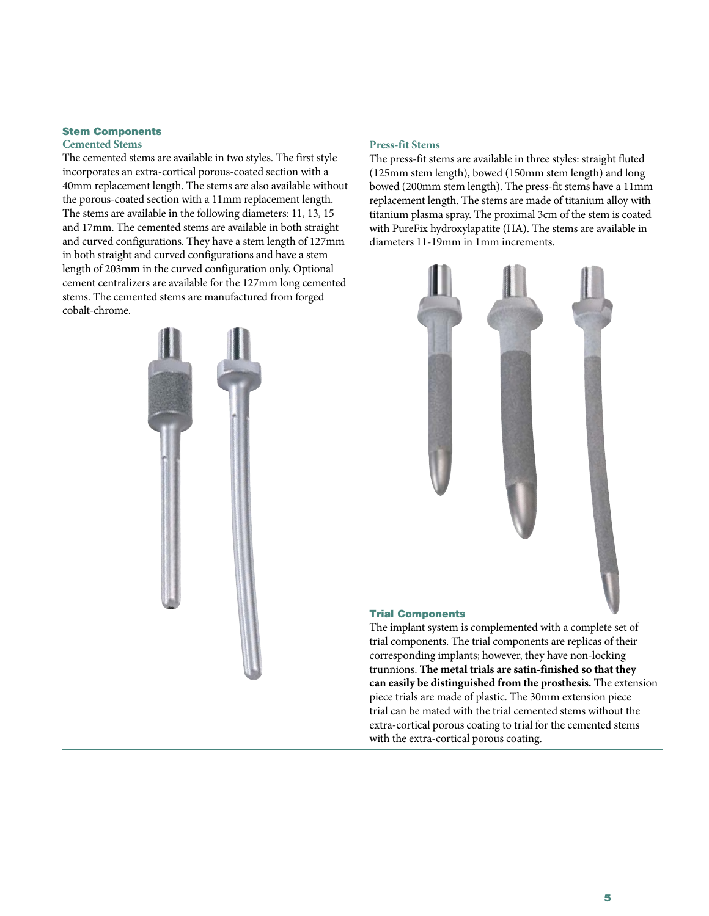## Stem Components

### Cemented Stems

The cemented stems are available in two styles. The first style incorporates an extra-cortical porous-coated section with a 40mm replacement length. The stems are also available without the porous-coated section with a 11mm replacement length. The stems are available in the following diameters: 11, 13, 15 and 17mm. The cemented stems are available in both straight and curved configurations. They have a stem length of 127mm in both straight and curved configurations and have a stem length of 203mm in the curved configuration only. Optional cement centralizers are available for the 127mm long cemented stems. The cemented stems are manufactured from forged cobalt-chrome.

### Press-fit Stems

The press-fit stems are available in three styles: straight fluted (125mm stem length), bowed (150mm stem length) and long bowed (200mm stem length). The press-fit stems have a 11mm replacement length. The stems are made of titanium alloy with titanium plasma spray. The proximal 3cm of the stem is coated with PureFix hydroxylapatite (HA). The stems are available in diameters 11-19mm in 1mm increments.

## Trial Components

The implant system is complemented with a complete set of trial components. The trial components are replicas of their corresponding implants; however, they have non-locking trunnions. **The metal trials are satin-finished so that they can easily be distinguished from the prosthesis.** The extension piece trials are made of plastic. The 30mm extension piece trial can be mated with the trial cemented stems without the extra-cortical porous coating to trial for the cemented stems with the extra-cortical porous coating.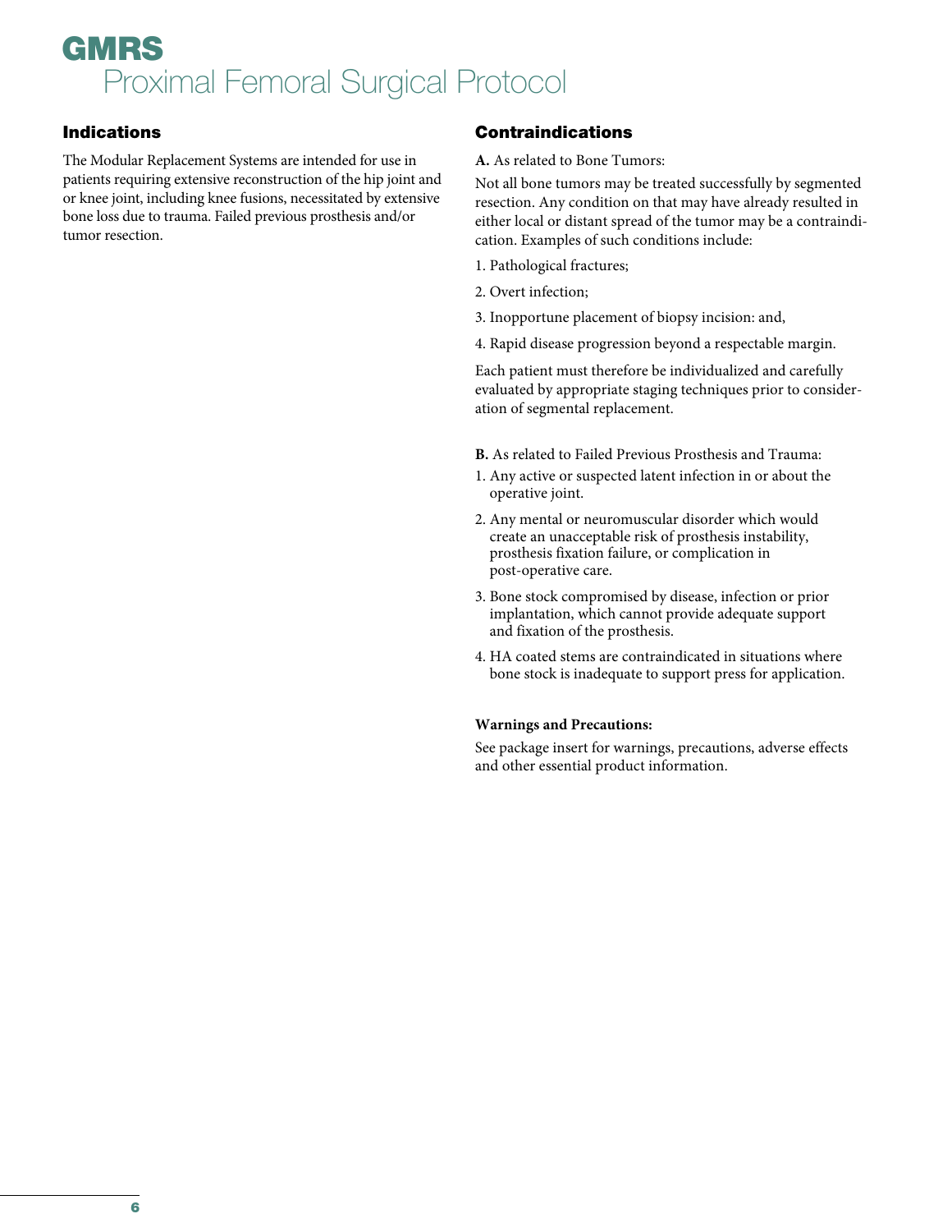# GMRS

## Proximal Femoral Surgical Protocol

### Indications

The Modular Replacement Systems are intended for use in patients requiring extensive reconstruction of the hip joint and or knee joint, including knee fusions, necessitated by extensive bone loss due to trauma. Failed previous prosthesis and/or tumor resection.

### Contraindications

**A.** As related to Bone Tumors:

Not all bone tumors may be treated successfully by segmented resection. Any condition on that may have already resulted in either local or distant spread of the tumor may be a contraindication. Examples of such conditions include:

1. Pathological fractures;
2. Overt infection;
3. Inopportune placement of biopsy incision: and,
4. Rapid disease progression beyond a respectable margin.

Each patient must therefore be individualized and carefully evaluated by appropriate staging techniques prior to consideration of segmental replacement.

**B.** As related to Failed Previous Prosthesis and Trauma:

1. Any active or suspected latent infection in or about the operative joint.
2. Any mental or neuromuscular disorder which would create an unacceptable risk of prosthesis instability, prosthesis fixation failure, or complication in post-operative care.
3. Bone stock compromised by disease, infection or prior implantation, which cannot provide adequate support and fixation of the prosthesis.
4. HA coated stems are contraindicated in situations where bone stock is inadequate to support press for application.

**Warnings and Precautions:**

See package insert for warnings, precautions, adverse effects and other essential product information.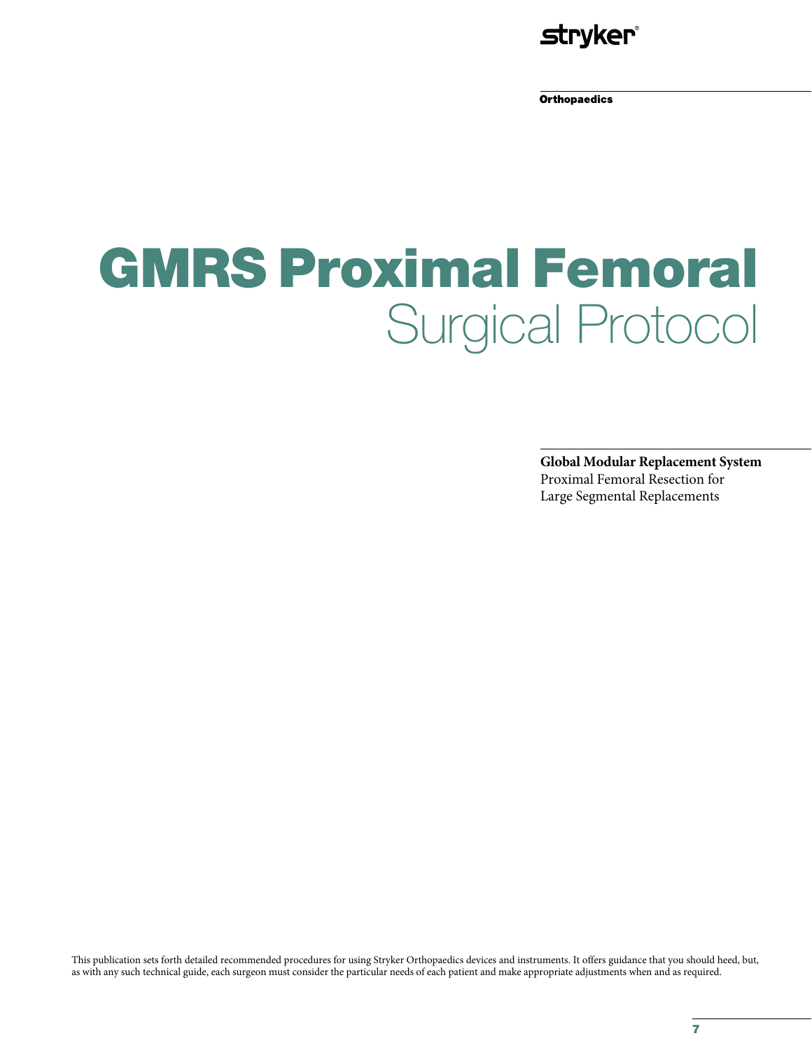# GMRS Proximal Femoral

## Surgical Protocol

**Global Modular Replacement System**
Proximal Femoral Resection for
Large Segmental Replacements

This publication sets forth detailed recommended procedures for using Stryker Orthopaedics devices and instruments. It offers guidance that you should heed, but, as with any such technical guide, each surgeon must consider the particular needs of each patient and make appropriate adjustments when and as required.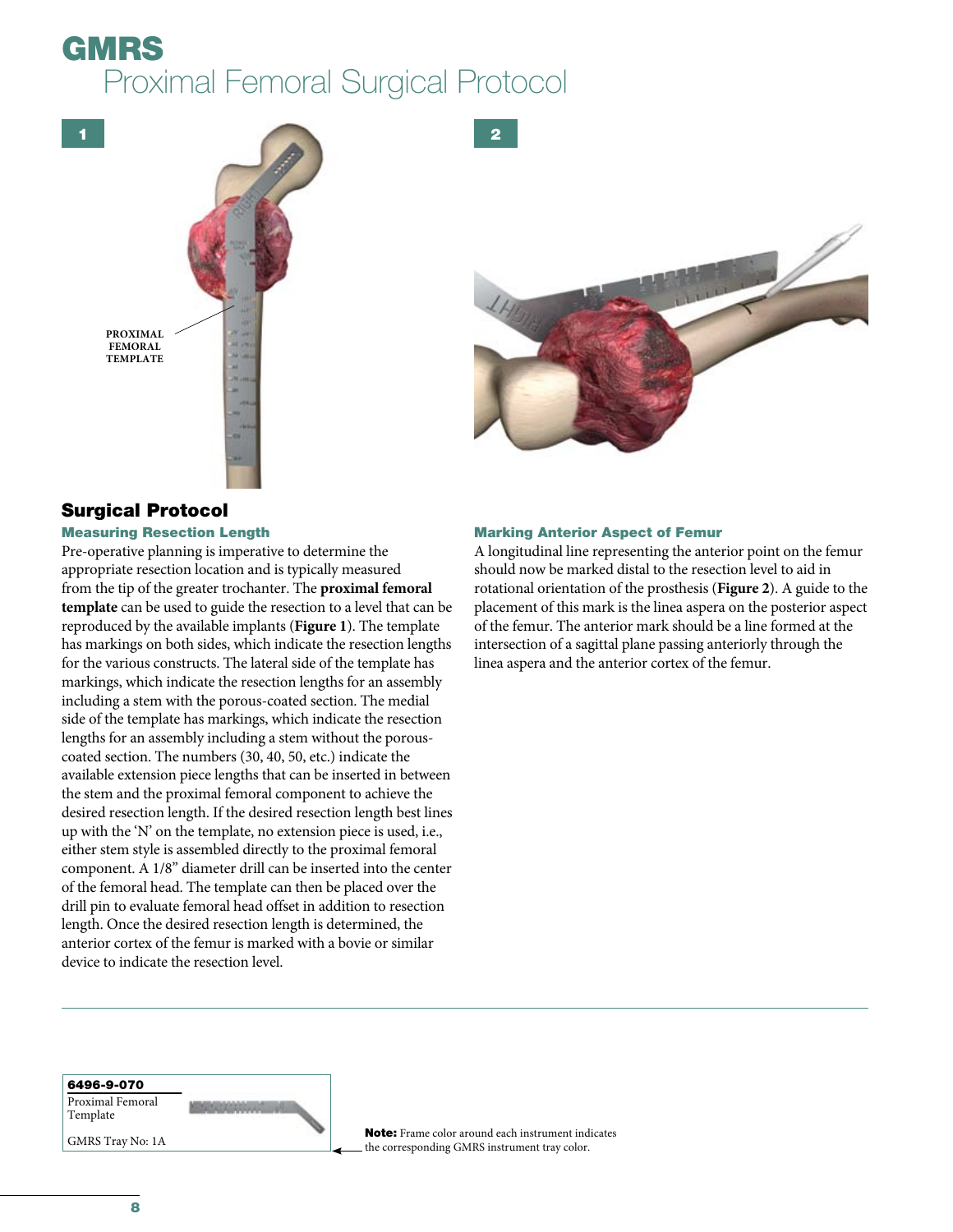# GMRS

## Proximal Femoral Surgical Protocol

1

PROXIMAL FEMORAL TEMPLATE

2

## Surgical Protocol

### Measuring Resection Length

Pre-operative planning is imperative to determine the appropriate resection location and is typically measured from the tip of the greater trochanter. The **proximal femoral template** can be used to guide the resection to a level that can be reproduced by the available implants (**Figure 1**). The template has markings on both sides, which indicate the resection lengths for the various constructs. The lateral side of the template has markings, which indicate the resection lengths for an assembly including a stem with the porous-coated section. The medial side of the template has markings, which indicate the resection lengths for an assembly including a stem without the porous-coated section. The numbers (30, 40, 50, etc.) indicate the available extension piece lengths that can be inserted in between the stem and the proximal femoral component to achieve the desired resection length. If the desired resection length best lines up with the 'N' on the template, no extension piece is used, i.e., either stem style is assembled directly to the proximal femoral component. A 1/8" diameter drill can be inserted into the center of the femoral head. The template can then be placed over the drill pin to evaluate femoral head offset in addition to resection length. Once the desired resection length is determined, the anterior cortex of the femur is marked with a bovie or similar device to indicate the resection level.

### Marking Anterior Aspect of Femur

A longitudinal line representing the anterior point on the femur should now be marked distal to the resection level to aid in rotational orientation of the prosthesis (**Figure 2**). A guide to the placement of this mark is the linea aspera on the posterior aspect of the femur. The anterior mark should be a line formed at the intersection of a sagittal plane passing anteriorly through the linea aspera and the anterior cortex of the femur.

**6496-9-070**
Proximal Femoral Template

GMRS Tray No: 1A

**Note:** Frame color around each instrument indicates the corresponding GMRS instrument tray color.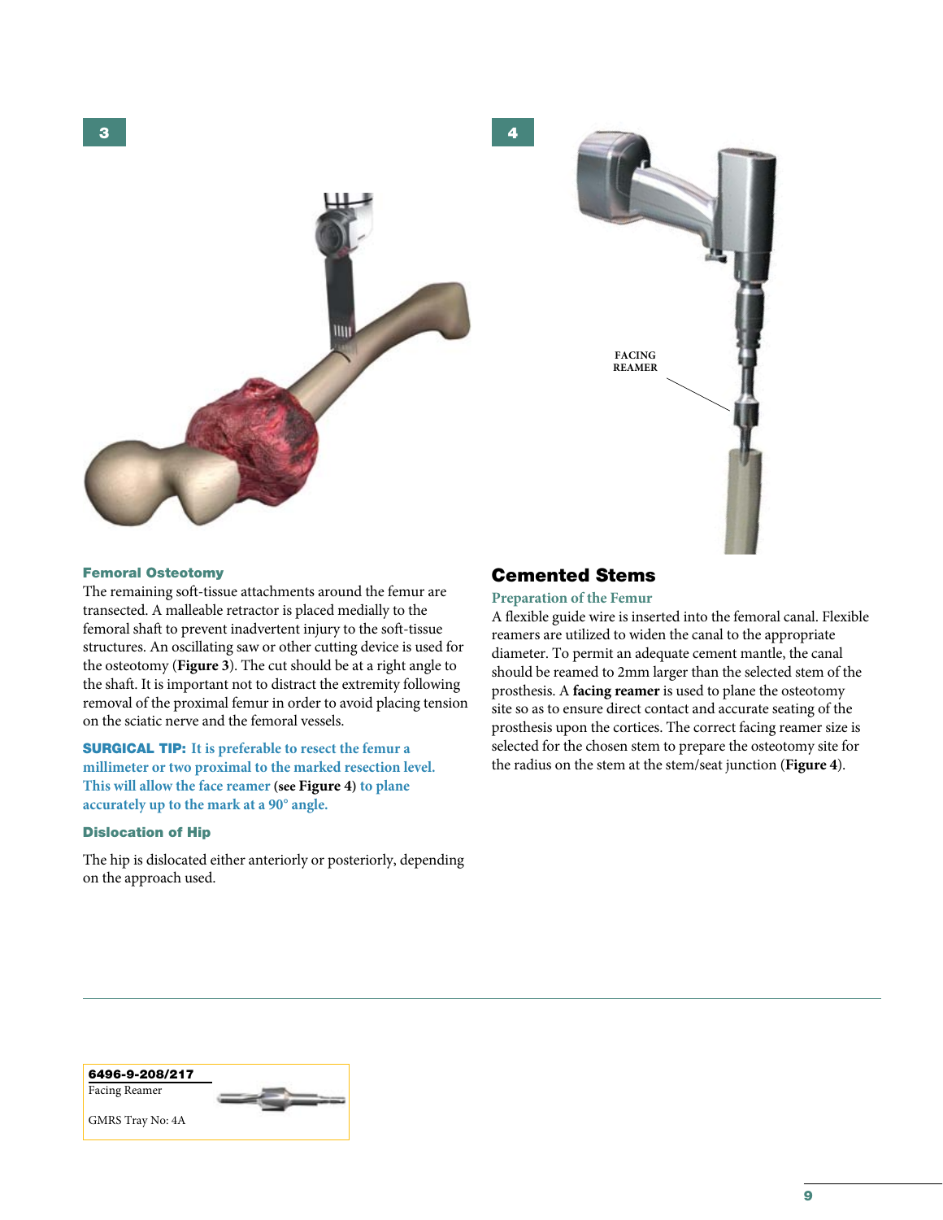### Femoral Osteotomy

The remaining soft-tissue attachments around the femur are transected. A malleable retractor is placed medially to the femoral shaft to prevent inadvertent injury to the soft-tissue structures. An oscillating saw or other cutting device is used for the osteotomy (**Figure 3**). The cut should be at a right angle to the shaft. It is important not to distract the extremity following removal of the proximal femur in order to avoid placing tension on the sciatic nerve and the femoral vessels.

**SURGICAL TIP:** It is preferable to resect the femur a millimeter or two proximal to the marked resection level. This will allow the face reamer (see **Figure 4**) to plane accurately up to the mark at a 90° angle.

### Dislocation of Hip

The hip is dislocated either anteriorly or posteriorly, depending on the approach used.

## Cemented Stems

### Preparation of the Femur

A flexible guide wire is inserted into the femoral canal. Flexible reamers are utilized to widen the canal to the appropriate diameter. To permit an adequate cement mantle, the canal should be reamed to 2mm larger than the selected stem of the prosthesis. A **facing reamer** is used to plane the osteotomy site so as to ensure direct contact and accurate seating of the prosthesis upon the cortices. The correct facing reamer size is selected for the chosen stem to prepare the osteotomy site for the radius on the stem at the stem/seat junction (**Figure 4**).

**6496-9-208/217**
Facing Reamer

GMRS Tray No: 4A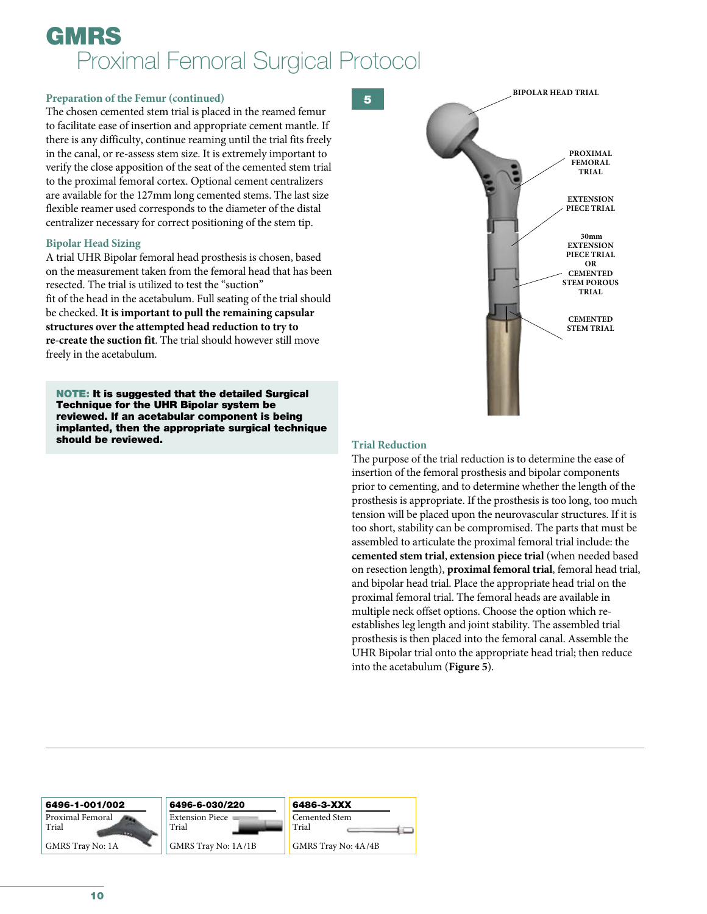# GMRS
## Proximal Femoral Surgical Protocol

### Preparation of the Femur (continued)

The chosen cemented stem trial is placed in the reamed femur to facilitate ease of insertion and appropriate cement mantle. If there is any difficulty, continue reaming until the trial fits freely in the canal, or re-assess stem size. It is extremely important to verify the close apposition of the seat of the cemented stem trial to the proximal femoral cortex. Optional cement centralizers are available for the 127mm long cemented stems. The last size flexible reamer used corresponds to the diameter of the distal centralizer necessary for correct positioning of the stem tip.

### Bipolar Head Sizing

A trial UHR Bipolar femoral head prosthesis is chosen, based on the measurement taken from the femoral head that has been resected. The trial is utilized to test the "suction" fit of the head in the acetabulum. Full seating of the trial should be checked. **It is important to pull the remaining capsular structures over the attempted head reduction to try to re-create the suction fit**. The trial should however still move freely in the acetabulum.

> **NOTE: It is suggested that the detailed Surgical Technique for the UHR Bipolar system be reviewed. If an acetabular component is being implanted, then the appropriate surgical technique should be reviewed.**

5

BIPOLAR HEAD TRIAL

PROXIMAL FEMORAL TRIAL

EXTENSION PIECE TRIAL

30mm EXTENSION PIECE TRIAL OR CEMENTED STEM POROUS TRIAL

CEMENTED STEM TRIAL

### Trial Reduction

The purpose of the trial reduction is to determine the ease of insertion of the femoral prosthesis and bipolar components prior to cementing, and to determine whether the length of the prosthesis is appropriate. If the prosthesis is too long, too much tension will be placed upon the neurovascular structures. If it is too short, stability can be compromised. The parts that must be assembled to articulate the proximal femoral trial include: the **cemented stem trial**, **extension piece trial** (when needed based on resection length), **proximal femoral trial**, femoral head trial, and bipolar head trial. Place the appropriate head trial on the proximal femoral trial. The femoral heads are available in multiple neck offset options. Choose the option which re-establishes leg length and joint stability. The assembled trial prosthesis is then placed into the femoral canal. Assemble the UHR Bipolar trial onto the appropriate head trial; then reduce into the acetabulum (**Figure 5**).

| 6496-1-001/002 | 6496-6-030/220 | 6486-3-XXX |
|---|---|---|
| Proximal Femoral Trial | Extension Piece Trial | Cemented Stem Trial |
| GMRS Tray No: 1A | GMRS Tray No: 1A/1B | GMRS Tray No: 4A/4B |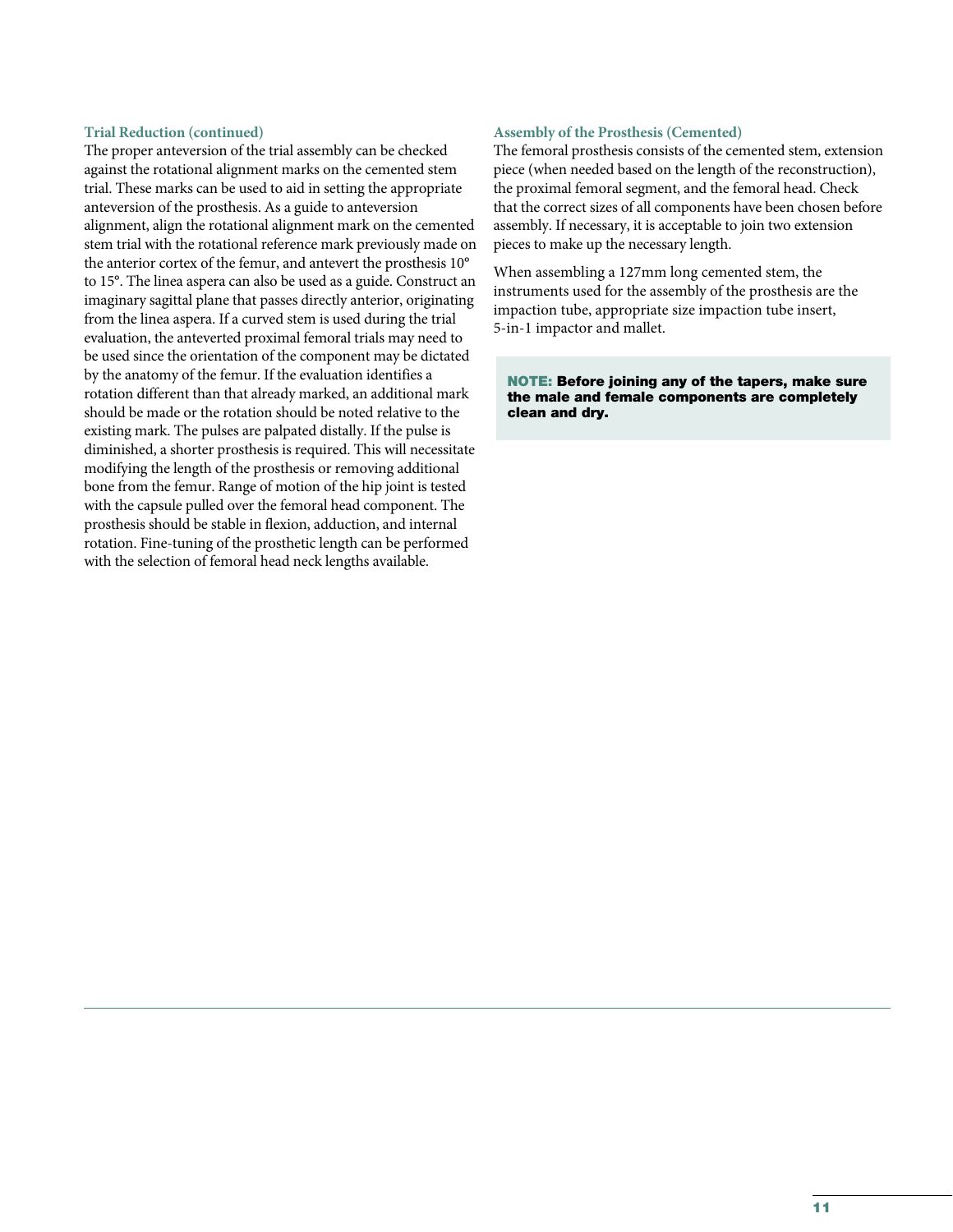### Trial Reduction (continued)

The proper anteversion of the trial assembly can be checked against the rotational alignment marks on the cemented stem trial. These marks can be used to aid in setting the appropriate anteversion of the prosthesis. As a guide to anteversion alignment, align the rotational alignment mark on the cemented stem trial with the rotational reference mark previously made on the anterior cortex of the femur, and antevert the prosthesis 10° to 15°. The linea aspera can also be used as a guide. Construct an imaginary sagittal plane that passes directly anterior, originating from the linea aspera. If a curved stem is used during the trial evaluation, the anteverted proximal femoral trials may need to be used since the orientation of the component may be dictated by the anatomy of the femur. If the evaluation identifies a rotation different than that already marked, an additional mark should be made or the rotation should be noted relative to the existing mark. The pulses are palpated distally. If the pulse is diminished, a shorter prosthesis is required. This will necessitate modifying the length of the prosthesis or removing additional bone from the femur. Range of motion of the hip joint is tested with the capsule pulled over the femoral head component. The prosthesis should be stable in flexion, adduction, and internal rotation. Fine-tuning of the prosthetic length can be performed with the selection of femoral head neck lengths available.

### Assembly of the Prosthesis (Cemented)

The femoral prosthesis consists of the cemented stem, extension piece (when needed based on the length of the reconstruction), the proximal femoral segment, and the femoral head. Check that the correct sizes of all components have been chosen before assembly. If necessary, it is acceptable to join two extension pieces to make up the necessary length.

When assembling a 127mm long cemented stem, the instruments used for the assembly of the prosthesis are the impaction tube, appropriate size impaction tube insert, 5-in-1 impactor and mallet.

> **NOTE: Before joining any of the tapers, make sure the male and female components are completely clean and dry.**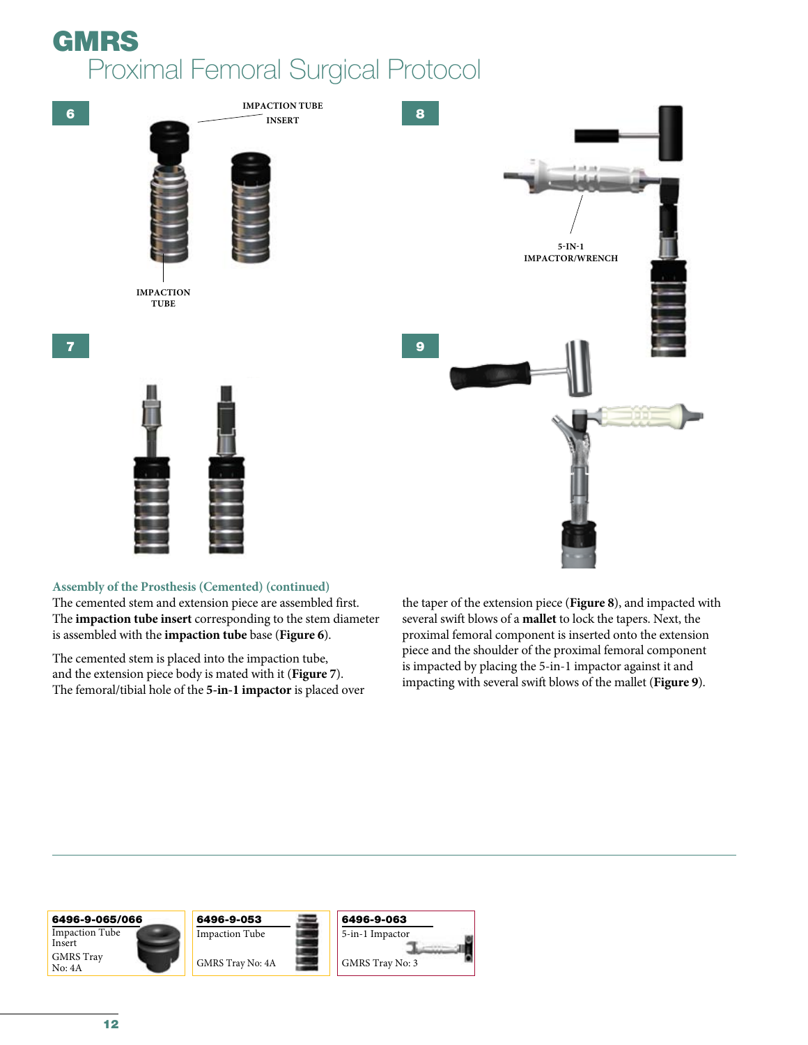# GMRS

## Proximal Femoral Surgical Protocol

6

IMPACTION TUBE INSERT

IMPACTION TUBE

7

8

5-IN-1 IMPACTOR/WRENCH

9

### Assembly of the Prosthesis (Cemented) (continued)

The cemented stem and extension piece are assembled first. The **impaction tube insert** corresponding to the stem diameter is assembled with the **impaction tube** base (**Figure 6**).

The cemented stem is placed into the impaction tube, and the extension piece body is mated with it (**Figure 7**). The femoral/tibial hole of the **5-in-1 impactor** is placed over the taper of the extension piece (**Figure 8**), and impacted with several swift blows of a **mallet** to lock the tapers. Next, the proximal femoral component is inserted onto the extension piece and the shoulder of the proximal femoral component is impacted by placing the 5-in-1 impactor against it and impacting with several swift blows of the mallet (**Figure 9**).

**6496-9-065/066**
Impaction Tube Insert
GMRS Tray No: 4A

**6496-9-053**
Impaction Tube
GMRS Tray No: 4A

**6496-9-063**
5-in-1 Impactor
GMRS Tray No: 3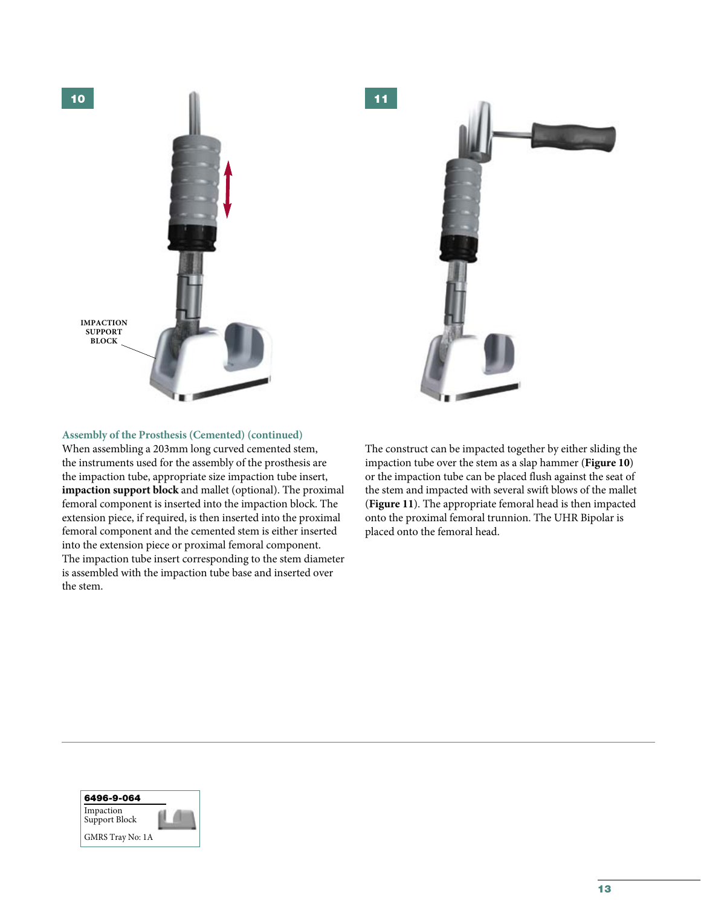10

IMPACTION SUPPORT BLOCK

11

## Assembly of the Prosthesis (Cemented) (continued)

When assembling a 203mm long curved cemented stem, the instruments used for the assembly of the prosthesis are the impaction tube, appropriate size impaction tube insert, **impaction support block** and mallet (optional). The proximal femoral component is inserted into the impaction block. The extension piece, if required, is then inserted into the proximal femoral component and the cemented stem is either inserted into the extension piece or proximal femoral component. The impaction tube insert corresponding to the stem diameter is assembled with the impaction tube base and inserted over the stem.

The construct can be impacted together by either sliding the impaction tube over the stem as a slap hammer (**Figure 10**) or the impaction tube can be placed flush against the seat of the stem and impacted with several swift blows of the mallet (**Figure 11**). The appropriate femoral head is then impacted onto the proximal femoral trunnion. The UHR Bipolar is placed onto the femoral head.

**6496-9-064**
Impaction Support Block
GMRS Tray No: 1A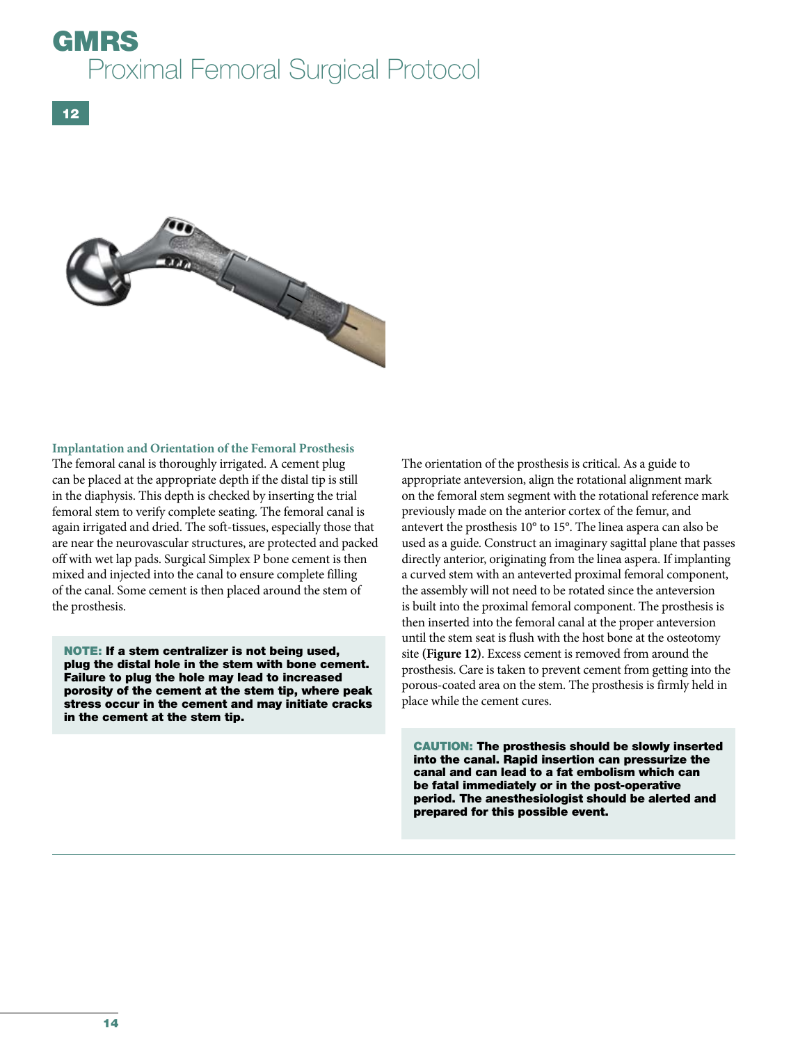# GMRS
## Proximal Femoral Surgical Protocol

**12**

### Implantation and Orientation of the Femoral Prosthesis

The femoral canal is thoroughly irrigated. A cement plug can be placed at the appropriate depth if the distal tip is still in the diaphysis. This depth is checked by inserting the trial femoral stem to verify complete seating. The femoral canal is again irrigated and dried. The soft-tissues, especially those that are near the neurovascular structures, are protected and packed off with wet lap pads. Surgical Simplex P bone cement is then mixed and injected into the canal to ensure complete filling of the canal. Some cement is then placed around the stem of the prosthesis.

> **NOTE: If a stem centralizer is not being used, plug the distal hole in the stem with bone cement. Failure to plug the hole may lead to increased porosity of the cement at the stem tip, where peak stress occur in the cement and may initiate cracks in the cement at the stem tip.**

The orientation of the prosthesis is critical. As a guide to appropriate anteversion, align the rotational alignment mark on the femoral stem segment with the rotational reference mark previously made on the anterior cortex of the femur, and antevert the prosthesis 10° to 15°. The linea aspera can also be used as a guide. Construct an imaginary sagittal plane that passes directly anterior, originating from the linea aspera. If implanting a curved stem with an anteverted proximal femoral component, the assembly will not need to be rotated since the anteversion is built into the proximal femoral component. The prosthesis is then inserted into the femoral canal at the proper anteversion until the stem seat is flush with the host bone at the osteotomy site **(Figure 12)**. Excess cement is removed from around the prosthesis. Care is taken to prevent cement from getting into the porous-coated area on the stem. The prosthesis is firmly held in place while the cement cures.

> **CAUTION: The prosthesis should be slowly inserted into the canal. Rapid insertion can pressurize the canal and can lead to a fat embolism which can be fatal immediately or in the post-operative period. The anesthesiologist should be alerted and prepared for this possible event.**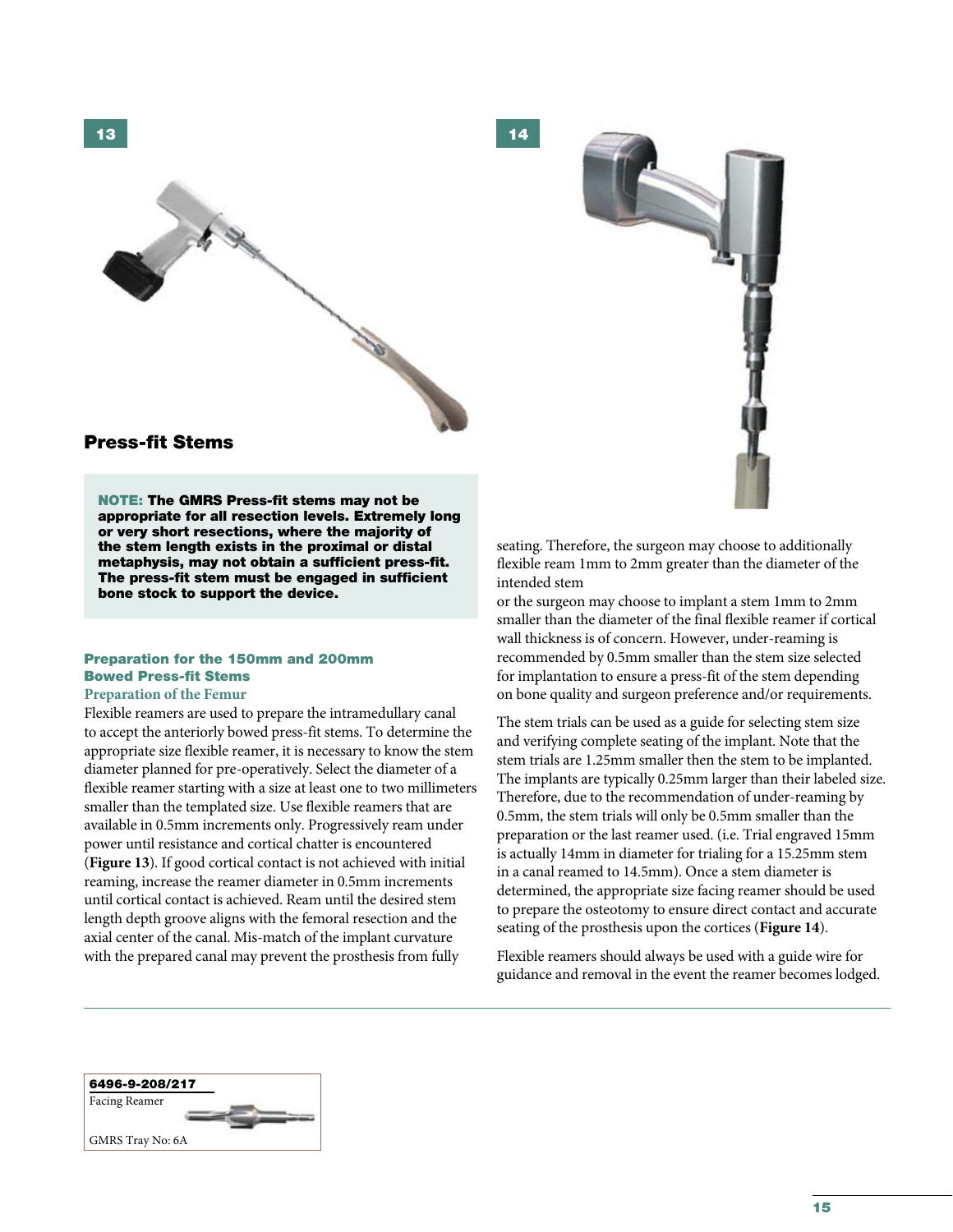13

14

## Press-fit Stems

**NOTE: The GMRS Press-fit stems may not be appropriate for all resection levels. Extremely long or very short resections, where the majority of the stem length exists in the proximal or distal metaphysis, may not obtain a sufficient press-fit. The press-fit stem must be engaged in sufficient bone stock to support the device.**

### Preparation for the 150mm and 200mm Bowed Press-fit Stems

#### Preparation of the Femur

Flexible reamers are used to prepare the intramedullary canal to accept the anteriorly bowed press-fit stems. To determine the appropriate size flexible reamer, it is necessary to know the stem diameter planned for pre-operatively. Select the diameter of a flexible reamer starting with a size at least one to two millimeters smaller than the templated size. Use flexible reamers that are available in 0.5mm increments only. Progressively ream under power until resistance and cortical chatter is encountered (**Figure 13**). If good cortical contact is not achieved with initial reaming, increase the reamer diameter in 0.5mm increments until cortical contact is achieved. Ream until the desired stem length depth groove aligns with the femoral resection and the axial center of the canal. Mis-match of the implant curvature with the prepared canal may prevent the prosthesis from fully seating. Therefore, the surgeon may choose to additionally flexible ream 1mm to 2mm greater than the diameter of the intended stem

or the surgeon may choose to implant a stem 1mm to 2mm smaller than the diameter of the final flexible reamer if cortical wall thickness is of concern. However, under-reaming is recommended by 0.5mm smaller than the stem size selected for implantation to ensure a press-fit of the stem depending on bone quality and surgeon preference and/or requirements.

The stem trials can be used as a guide for selecting stem size and verifying complete seating of the implant. Note that the stem trials are 1.25mm smaller then the stem to be implanted. The implants are typically 0.25mm larger than their labeled size. Therefore, due to the recommendation of under-reaming by 0.5mm, the stem trials will only be 0.5mm smaller than the preparation or the last reamer used. (i.e. Trial engraved 15mm is actually 14mm in diameter for trialing for a 15.25mm stem in a canal reamed to 14.5mm). Once a stem diameter is determined, the appropriate size facing reamer should be used to prepare the osteotomy to ensure direct contact and accurate seating of the prosthesis upon the cortices (**Figure 14**).

Flexible reamers should always be used with a guide wire for guidance and removal in the event the reamer becomes lodged.

**6496-9-208/217**
Facing Reamer
GMRS Tray No: 6A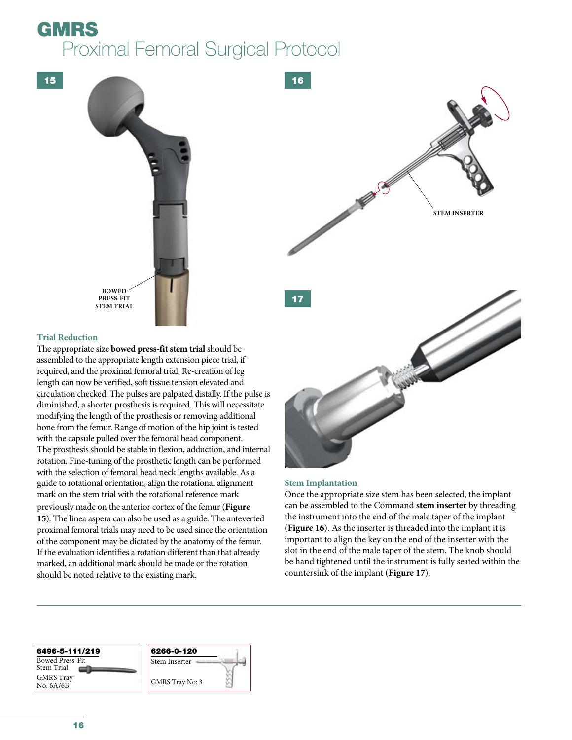# GMRS

## Proximal Femoral Surgical Protocol

15

BOWED PRESS-FIT STEM TRIAL

### Trial Reduction

The appropriate size **bowed press-fit stem trial** should be assembled to the appropriate length extension piece trial, if required, and the proximal femoral trial. Re-creation of leg length can now be verified, soft tissue tension elevated and circulation checked. The pulses are palpated distally. If the pulse is diminished, a shorter prosthesis is required. This will necessitate modifying the length of the prosthesis or removing additional bone from the femur. Range of motion of the hip joint is tested with the capsule pulled over the femoral head component. The prosthesis should be stable in flexion, adduction, and internal rotation. Fine-tuning of the prosthetic length can be performed with the selection of femoral head neck lengths available. As a guide to rotational orientation, align the rotational alignment mark on the stem trial with the rotational reference mark previously made on the anterior cortex of the femur (**Figure 15**). The linea aspera can also be used as a guide. The anteverted proximal femoral trials may need to be used since the orientation of the component may be dictated by the anatomy of the femur. If the evaluation identifies a rotation different than that already marked, an additional mark should be made or the rotation should be noted relative to the existing mark.

16

STEM INSERTER

17

### Stem Implantation

Once the appropriate size stem has been selected, the implant can be assembled to the Command **stem inserter** by threading the instrument into the end of the male taper of the implant (**Figure 16**). As the inserter is threaded into the implant it is important to align the key on the end of the inserter with the slot in the end of the male taper of the stem. The knob should be hand tightened until the instrument is fully seated within the countersink of the implant (**Figure 17**).

---

**6496-5-111/219**
Bowed Press-Fit Stem Trial
GMRS Tray No: 6A/6B

**6266-0-120**
Stem Inserter
GMRS Tray No: 3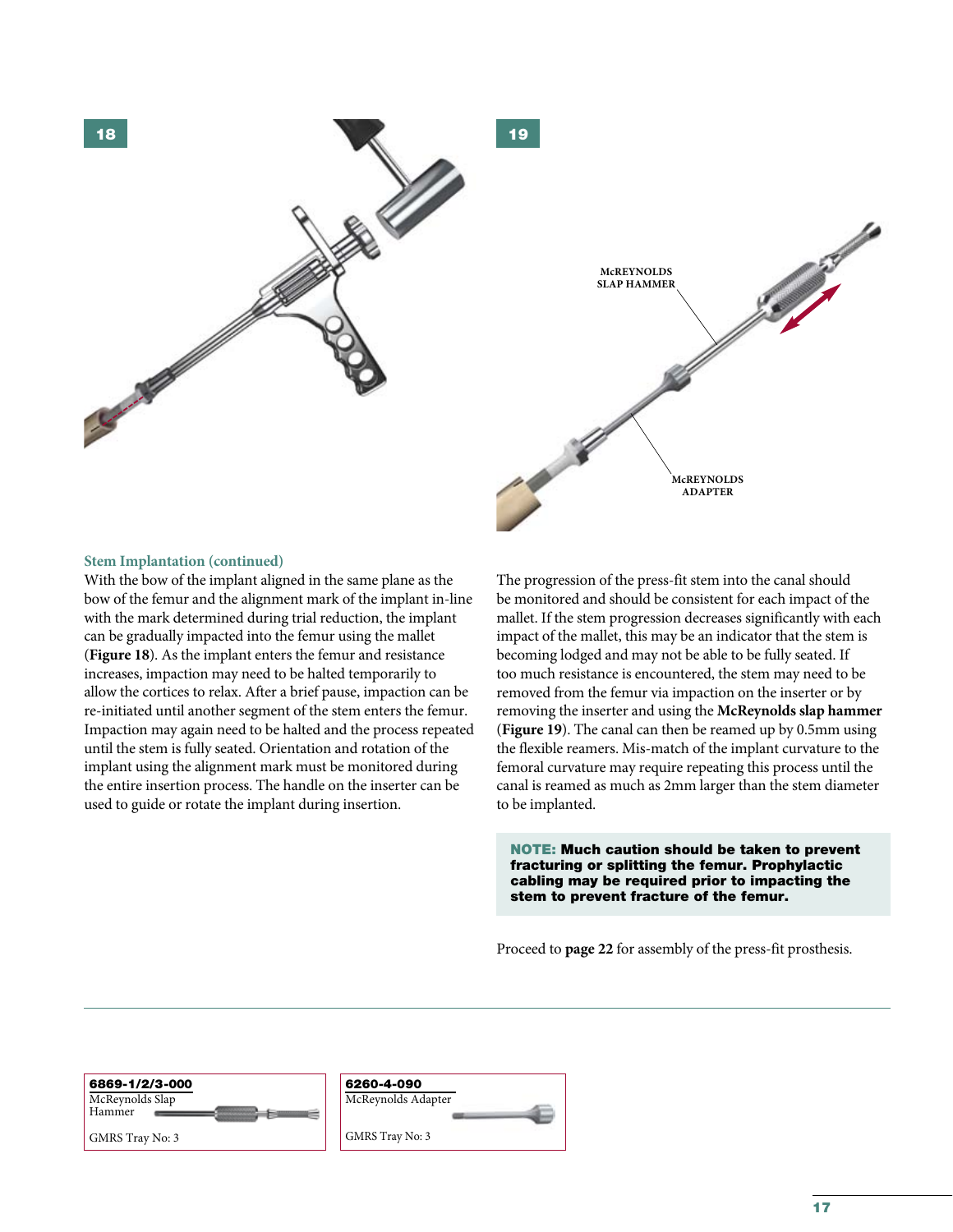18

19

McREYNOLDS SLAP HAMMER

McREYNOLDS ADAPTER

### Stem Implantation (continued)

With the bow of the implant aligned in the same plane as the bow of the femur and the alignment mark of the implant in-line with the mark determined during trial reduction, the implant can be gradually impacted into the femur using the mallet (**Figure 18**). As the implant enters the femur and resistance increases, impaction may need to be halted temporarily to allow the cortices to relax. After a brief pause, impaction can be re-initiated until another segment of the stem enters the femur. Impaction may again need to be halted and the process repeated until the stem is fully seated. Orientation and rotation of the implant using the alignment mark must be monitored during the entire insertion process. The handle on the inserter can be used to guide or rotate the implant during insertion.

The progression of the press-fit stem into the canal should be monitored and should be consistent for each impact of the mallet. If the stem progression decreases significantly with each impact of the mallet, this may be an indicator that the stem is becoming lodged and may not be able to be fully seated. If too much resistance is encountered, the stem may need to be removed from the femur via impaction on the inserter or by removing the inserter and using the **McReynolds slap hammer** (**Figure 19**). The canal can then be reamed up by 0.5mm using the flexible reamers. Mis-match of the implant curvature to the femoral curvature may require repeating this process until the canal is reamed as much as 2mm larger than the stem diameter to be implanted.

**NOTE: Much caution should be taken to prevent fracturing or splitting the femur. Prophylactic cabling may be required prior to impacting the stem to prevent fracture of the femur.**

Proceed to **page 22** for assembly of the press-fit prosthesis.

**6869-1/2/3-000**
McReynolds Slap Hammer

GMRS Tray No: 3

**6260-4-090**
McReynolds Adapter

GMRS Tray No: 3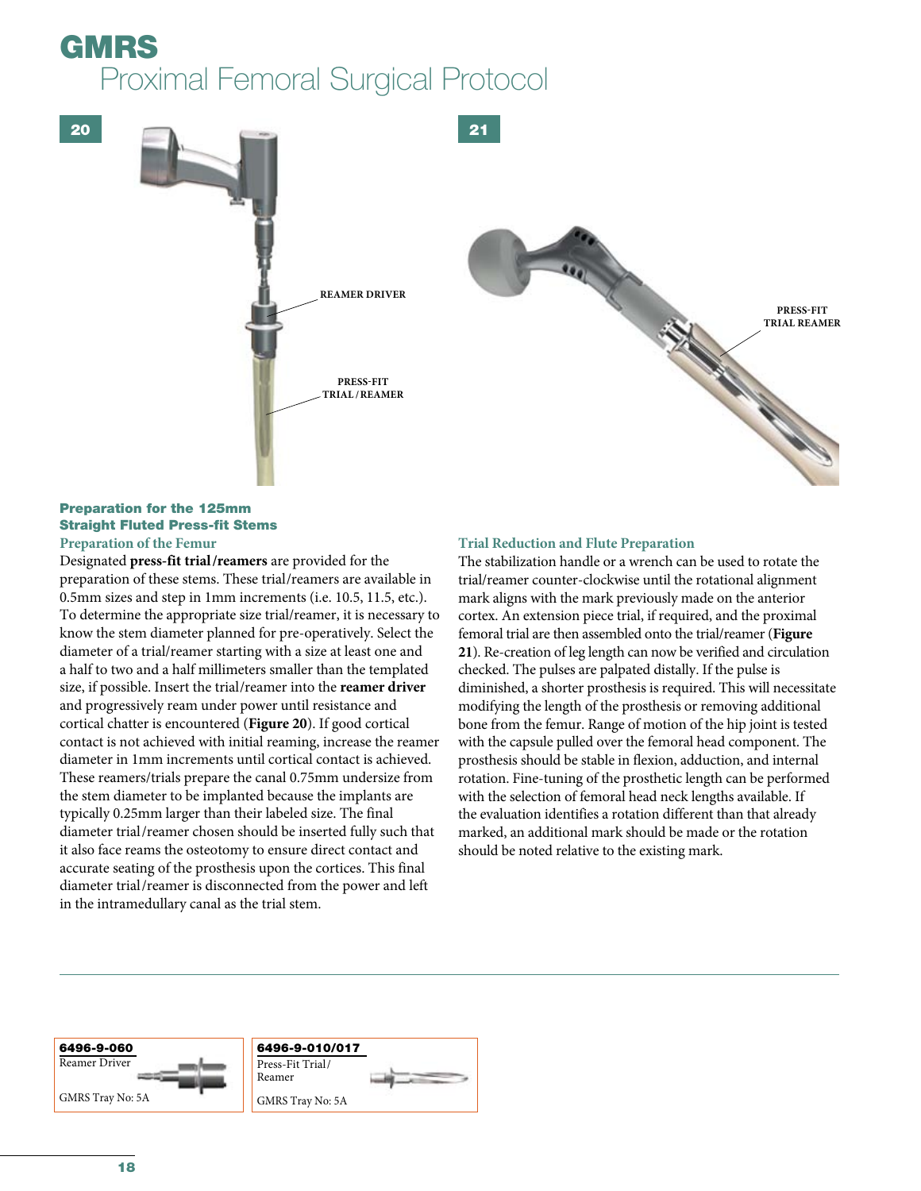# GMRS

## Proximal Femoral Surgical Protocol

20

REAMER DRIVER

PRESS-FIT TRIAL / REAMER

21

PRESS-FIT TRIAL REAMER

### Preparation for the 125mm Straight Fluted Press-fit Stems

#### Preparation of the Femur

Designated **press-fit trial/reamers** are provided for the preparation of these stems. These trial/reamers are available in 0.5mm sizes and step in 1mm increments (i.e. 10.5, 11.5, etc.). To determine the appropriate size trial/reamer, it is necessary to know the stem diameter planned for pre-operatively. Select the diameter of a trial/reamer starting with a size at least one and a half to two and a half millimeters smaller than the templated size, if possible. Insert the trial/reamer into the **reamer driver** and progressively ream under power until resistance and cortical chatter is encountered (**Figure 20**). If good cortical contact is not achieved with initial reaming, increase the reamer diameter in 1mm increments until cortical contact is achieved. These reamers/trials prepare the canal 0.75mm undersize from the stem diameter to be implanted because the implants are typically 0.25mm larger than their labeled size. The final diameter trial/reamer chosen should be inserted fully such that it also face reams the osteotomy to ensure direct contact and accurate seating of the prosthesis upon the cortices. This final diameter trial/reamer is disconnected from the power and left in the intramedullary canal as the trial stem.

#### Trial Reduction and Flute Preparation

The stabilization handle or a wrench can be used to rotate the trial/reamer counter-clockwise until the rotational alignment mark aligns with the mark previously made on the anterior cortex. An extension piece trial, if required, and the proximal femoral trial are then assembled onto the trial/reamer (**Figure 21**). Re-creation of leg length can now be verified and circulation checked. The pulses are palpated distally. If the pulse is diminished, a shorter prosthesis is required. This will necessitate modifying the length of the prosthesis or removing additional bone from the femur. Range of motion of the hip joint is tested with the capsule pulled over the femoral head component. The prosthesis should be stable in flexion, adduction, and internal rotation. Fine-tuning of the prosthetic length can be performed with the selection of femoral head neck lengths available. If the evaluation identifies a rotation different than that already marked, an additional mark should be made or the rotation should be noted relative to the existing mark.

---

**6496-9-060**
Reamer Driver
GMRS Tray No: 5A

**6496-9-010/017**
Press-Fit Trial/Reamer
GMRS Tray No: 5A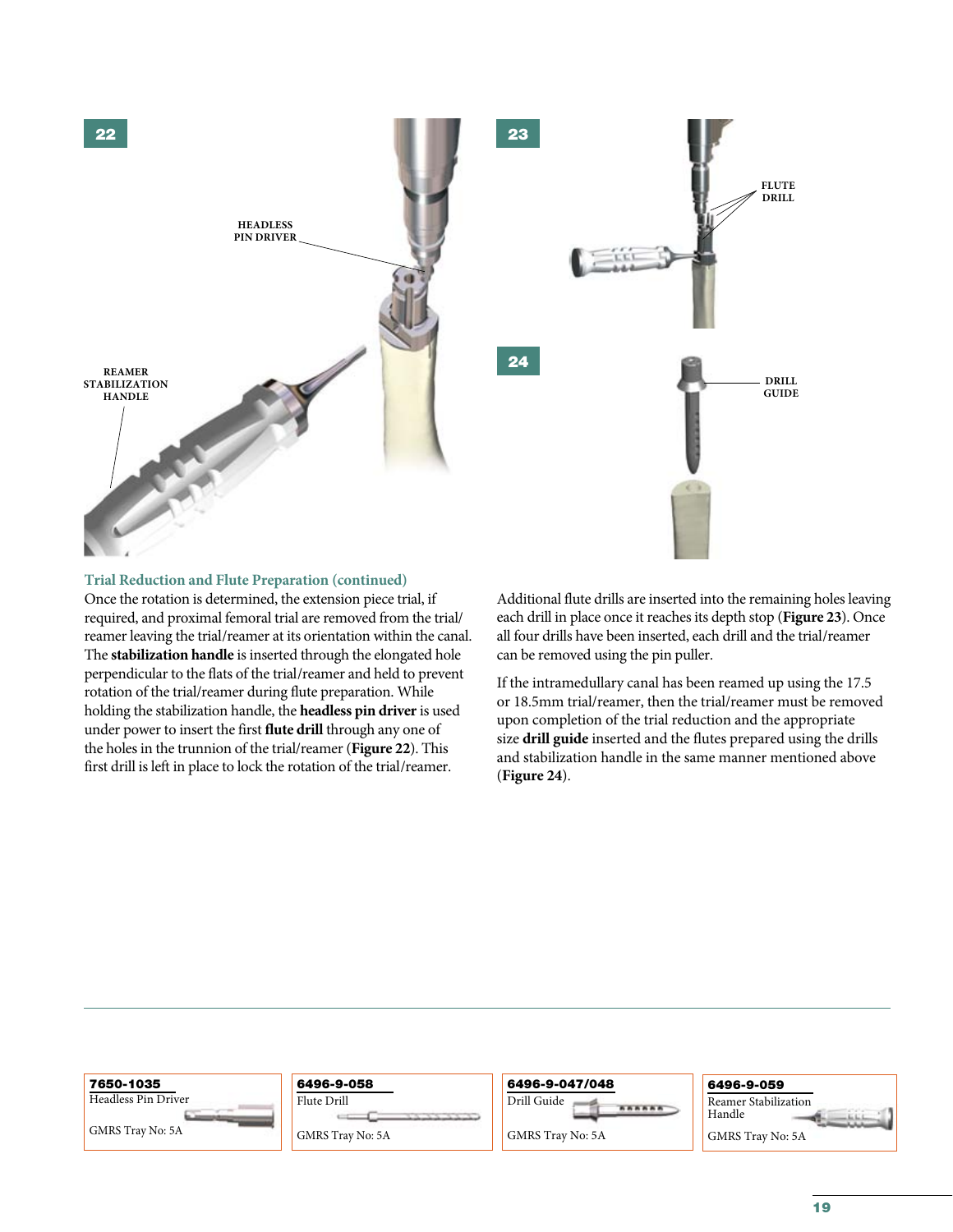22

HEADLESS PIN DRIVER

REAMER STABILIZATION HANDLE

23

FLUTE DRILL

24

DRILL GUIDE

### Trial Reduction and Flute Preparation (continued)

Once the rotation is determined, the extension piece trial, if required, and proximal femoral trial are removed from the trial/reamer leaving the trial/reamer at its orientation within the canal. The **stabilization handle** is inserted through the elongated hole perpendicular to the flats of the trial/reamer and held to prevent rotation of the trial/reamer during flute preparation. While holding the stabilization handle, the **headless pin driver** is used under power to insert the first **flute drill** through any one of the holes in the trunnion of the trial/reamer (**Figure 22**). This first drill is left in place to lock the rotation of the trial/reamer.

Additional flute drills are inserted into the remaining holes leaving each drill in place once it reaches its depth stop (**Figure 23**). Once all four drills have been inserted, each drill and the trial/reamer can be removed using the pin puller.

If the intramedullary canal has been reamed up using the 17.5 or 18.5mm trial/reamer, then the trial/reamer must be removed upon completion of the trial reduction and the appropriate size **drill guide** inserted and the flutes prepared using the drills and stabilization handle in the same manner mentioned above (**Figure 24**).

| 7650-1035 | 6496-9-058 | 6496-9-047/048 | 6496-9-059 |
|---|---|---|---|
| Headless Pin Driver | Flute Drill | Drill Guide | Reamer Stabilization Handle |
| GMRS Tray No: 5A | GMRS Tray No: 5A | GMRS Tray No: 5A | GMRS Tray No: 5A |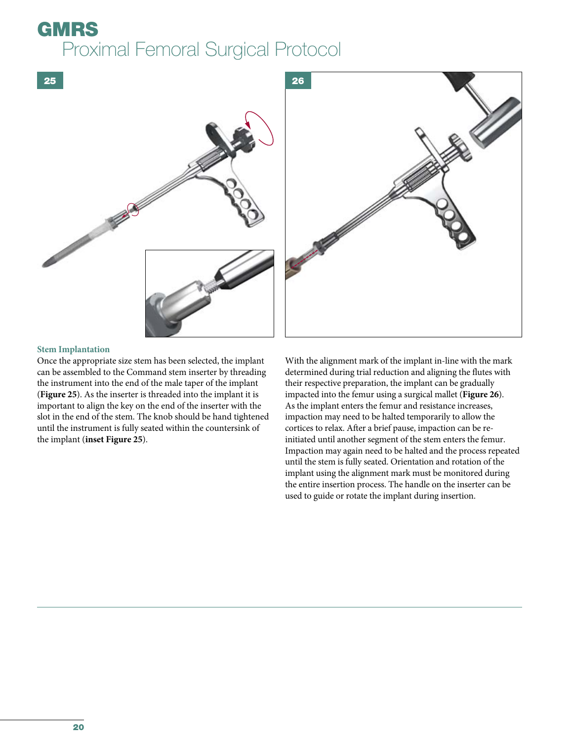# GMRS

## Proximal Femoral Surgical Protocol

25

26

### Stem Implantation

Once the appropriate size stem has been selected, the implant can be assembled to the Command stem inserter by threading the instrument into the end of the male taper of the implant (**Figure 25**). As the inserter is threaded into the implant it is important to align the key on the end of the inserter with the slot in the end of the stem. The knob should be hand tightened until the instrument is fully seated within the countersink of the implant (**inset Figure 25**).

With the alignment mark of the implant in-line with the mark determined during trial reduction and aligning the flutes with their respective preparation, the implant can be gradually impacted into the femur using a surgical mallet (**Figure 26**). As the implant enters the femur and resistance increases, impaction may need to be halted temporarily to allow the cortices to relax. After a brief pause, impaction can be re-initiated until another segment of the stem enters the femur. Impaction may again need to be halted and the process repeated until the stem is fully seated. Orientation and rotation of the implant using the alignment mark must be monitored during the entire insertion process. The handle on the inserter can be used to guide or rotate the implant during insertion.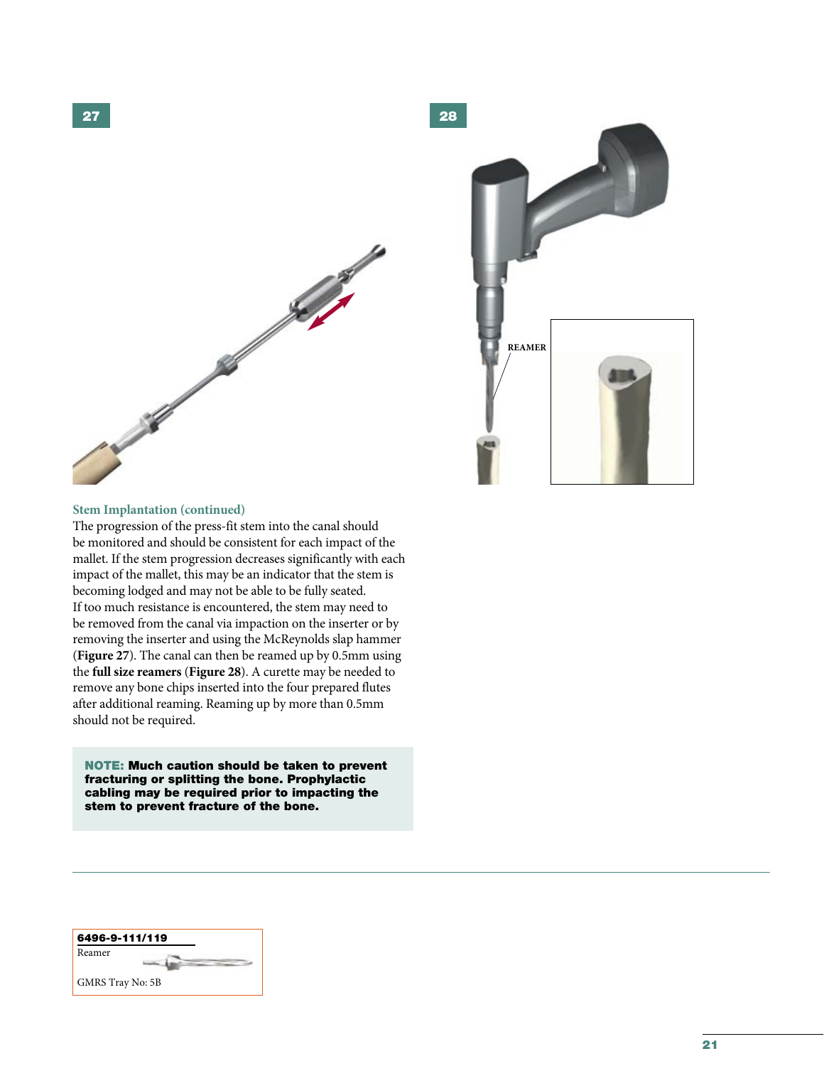27

28

REAMER

### Stem Implantation (continued)

The progression of the press-fit stem into the canal should be monitored and should be consistent for each impact of the mallet. If the stem progression decreases significantly with each impact of the mallet, this may be an indicator that the stem is becoming lodged and may not be able to be fully seated. If too much resistance is encountered, the stem may need to be removed from the canal via impaction on the inserter or by removing the inserter and using the McReynolds slap hammer (**Figure 27**). The canal can then be reamed up by 0.5mm using the **full size reamers** (**Figure 28**). A curette may be needed to remove any bone chips inserted into the four prepared flutes after additional reaming. Reaming up by more than 0.5mm should not be required.

**NOTE: Much caution should be taken to prevent fracturing or splitting the bone. Prophylactic cabling may be required prior to impacting the stem to prevent fracture of the bone.**

**6496-9-111/119**
Reamer
GMRS Tray No: 5B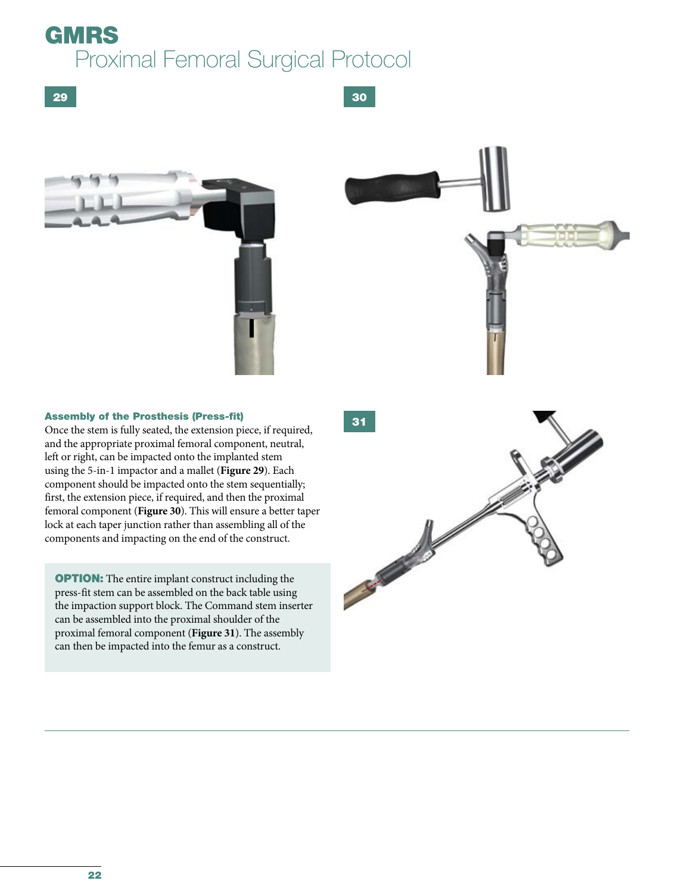# GMRS

## Proximal Femoral Surgical Protocol

29

30

### Assembly of the Prosthesis (Press-fit)

Once the stem is fully seated, the extension piece, if required, and the appropriate proximal femoral component, neutral, left or right, can be impacted onto the implanted stem using the 5-in-1 impactor and a mallet (**Figure 29**). Each component should be impacted onto the stem sequentially; first, the extension piece, if required, and then the proximal femoral component (**Figure 30**). This will ensure a better taper lock at each taper junction rather than assembling all of the components and impacting on the end of the construct.

**OPTION:** The entire implant construct including the press-fit stem can be assembled on the back table using the impaction support block. The Command stem inserter can be assembled into the proximal shoulder of the proximal femoral component (**Figure 31**). The assembly can then be impacted into the femur as a construct.

31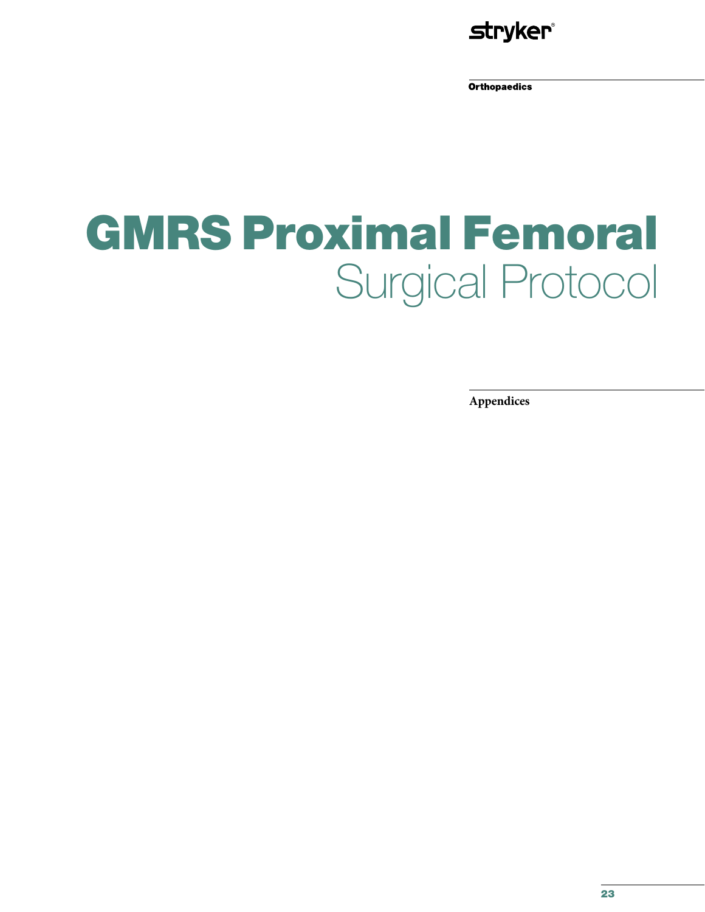Orthopaedics

# GMRS Proximal Femoral
## Surgical Protocol

**Appendices**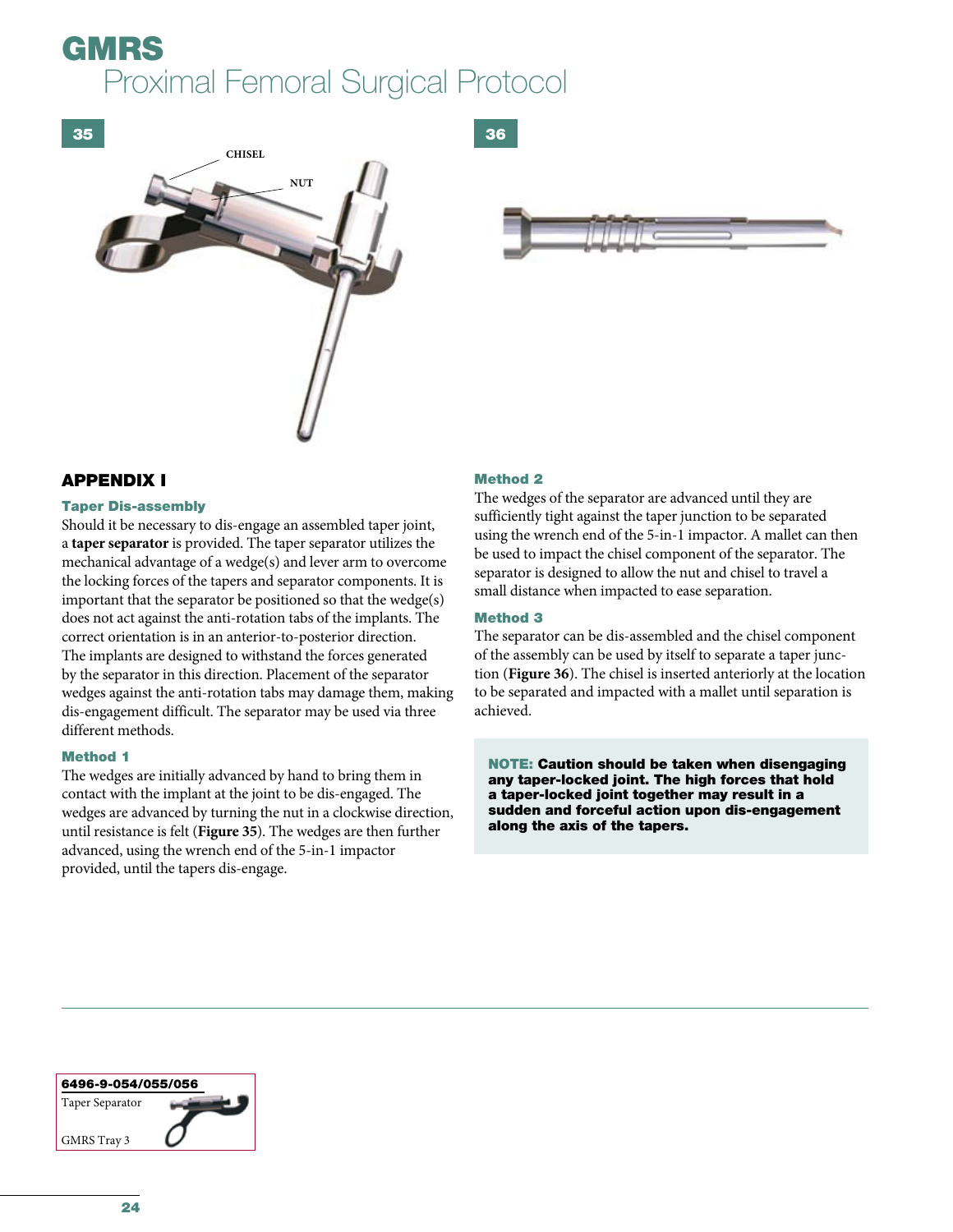# GMRS

## Proximal Femoral Surgical Protocol

35

CHISEL

NUT

36

## APPENDIX I

### Taper Dis-assembly

Should it be necessary to dis-engage an assembled taper joint, a **taper separator** is provided. The taper separator utilizes the mechanical advantage of a wedge(s) and lever arm to overcome the locking forces of the tapers and separator components. It is important that the separator be positioned so that the wedge(s) does not act against the anti-rotation tabs of the implants. The correct orientation is in an anterior-to-posterior direction. The implants are designed to withstand the forces generated by the separator in this direction. Placement of the separator wedges against the anti-rotation tabs may damage them, making dis-engagement difficult. The separator may be used via three different methods.

### Method 1

The wedges are initially advanced by hand to bring them in contact with the implant at the joint to be dis-engaged. The wedges are advanced by turning the nut in a clockwise direction, until resistance is felt (**Figure 35**). The wedges are then further advanced, using the wrench end of the 5-in-1 impactor provided, until the tapers dis-engage.

### Method 2

The wedges of the separator are advanced until they are sufficiently tight against the taper junction to be separated using the wrench end of the 5-in-1 impactor. A mallet can then be used to impact the chisel component of the separator. The separator is designed to allow the nut and chisel to travel a small distance when impacted to ease separation.

### Method 3

The separator can be dis-assembled and the chisel component of the assembly can be used by itself to separate a taper junction (**Figure 36**). The chisel is inserted anteriorly at the location to be separated and impacted with a mallet until separation is achieved.

**NOTE: Caution should be taken when disengaging any taper-locked joint. The high forces that hold a taper-locked joint together may result in a sudden and forceful action upon dis-engagement along the axis of the tapers.**

**6496-9-054/055/056**
Taper Separator
GMRS Tray 3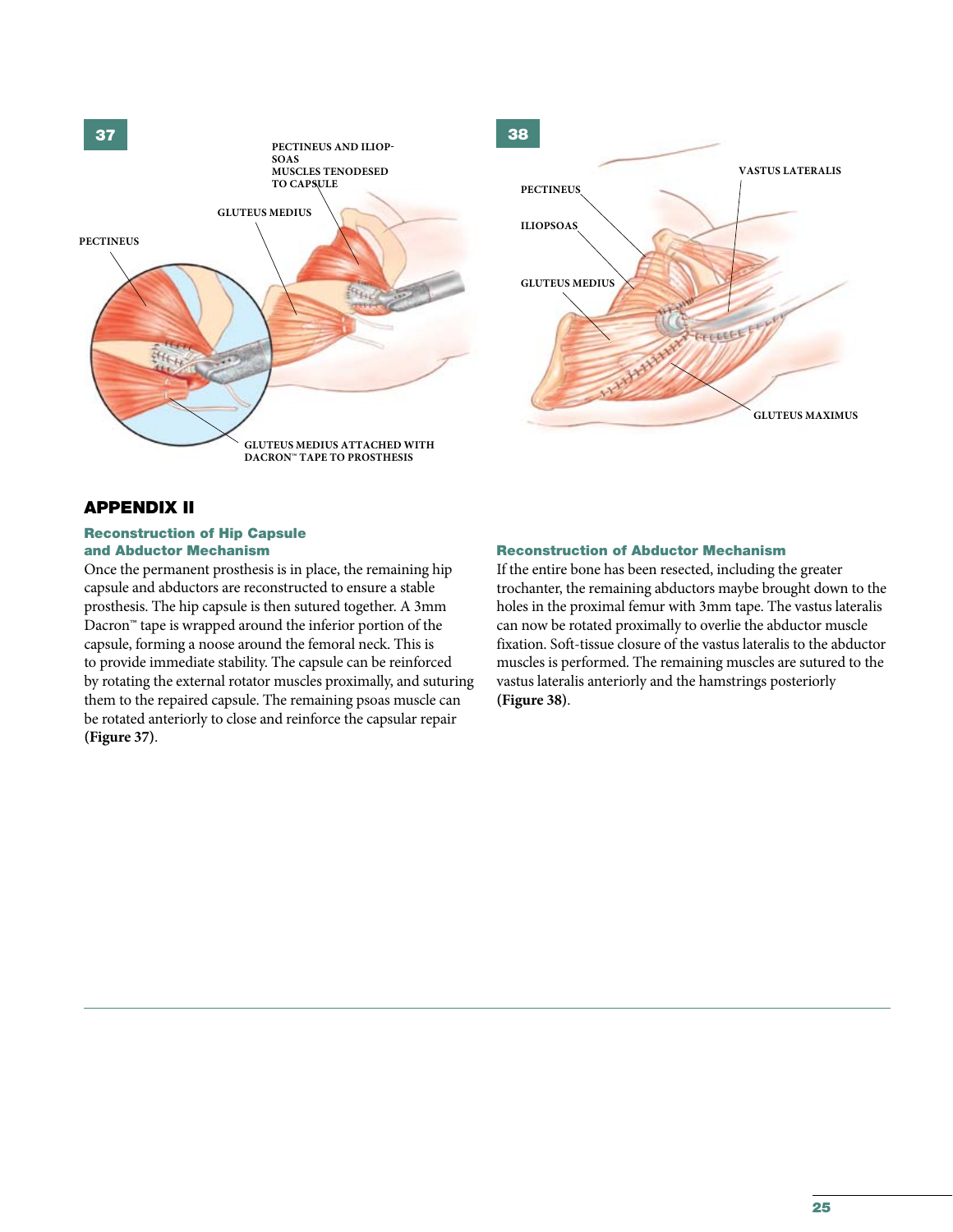## APPENDIX II

### Reconstruction of Hip Capsule and Abductor Mechanism

Once the permanent prosthesis is in place, the remaining hip capsule and abductors are reconstructed to ensure a stable prosthesis. The hip capsule is then sutured together. A 3mm Dacron™ tape is wrapped around the inferior portion of the capsule, forming a noose around the femoral neck. This is to provide immediate stability. The capsule can be reinforced by rotating the external rotator muscles proximally, and suturing them to the repaired capsule. The remaining psoas muscle can be rotated anteriorly to close and reinforce the capsular repair **(Figure 37)**.

### Reconstruction of Abductor Mechanism

If the entire bone has been resected, including the greater trochanter, the remaining abductors maybe brought down to the holes in the proximal femur with 3mm tape. The vastus lateralis can now be rotated proximally to overlie the abductor muscle fixation. Soft-tissue closure of the vastus lateralis to the abductor muscles is performed. The remaining muscles are sutured to the vastus lateralis anteriorly and the hamstrings posteriorly **(Figure 38)**.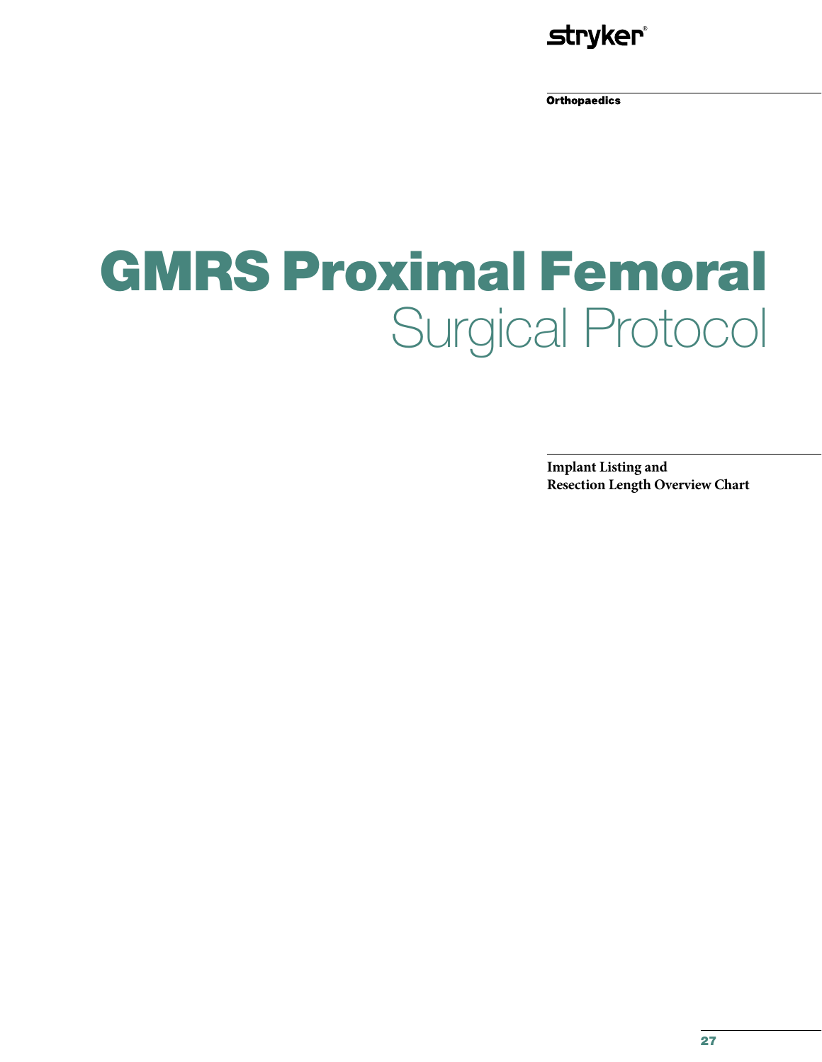Orthopaedics

# GMRS Proximal Femoral Surgical Protocol

**Implant Listing and Resection Length Overview Chart**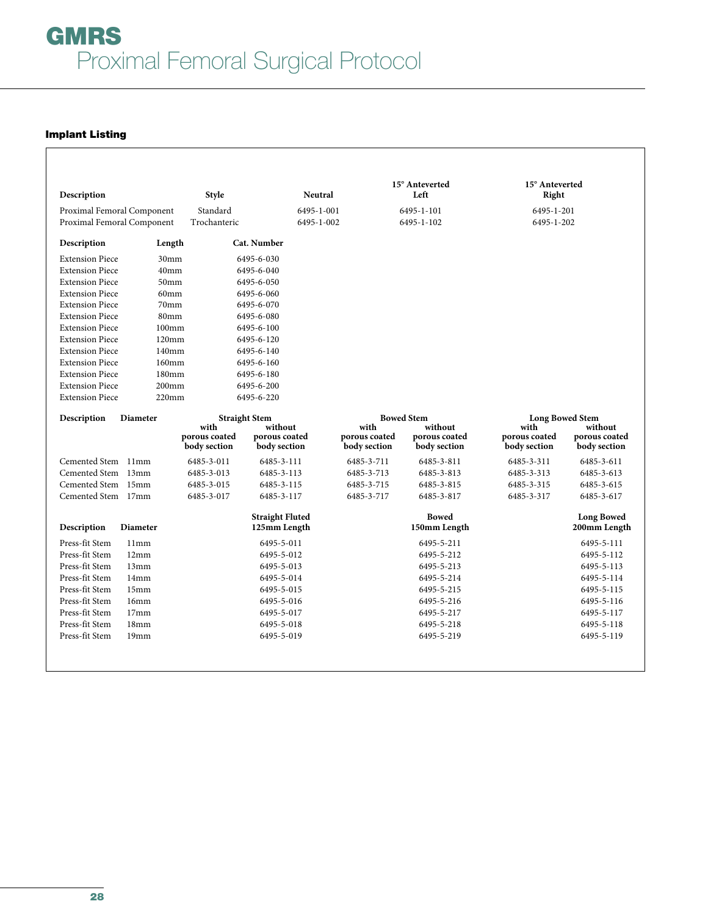# GMRS

## Proximal Femoral Surgical Protocol

### Implant Listing

| Description | Style | Neutral | 15° Anteverted Left | 15° Anteverted Right |
|---|---|---|---|---|
| Proximal Femoral Component | Standard | 6495-1-001 | 6495-1-101 | 6495-1-201 |
| Proximal Femoral Component | Trochanteric | 6495-1-002 | 6495-1-102 | 6495-1-202 |

| Description | Length | Cat. Number |
|---|---|---|
| Extension Piece | 30mm | 6495-6-030 |
| Extension Piece | 40mm | 6495-6-040 |
| Extension Piece | 50mm | 6495-6-050 |
| Extension Piece | 60mm | 6495-6-060 |
| Extension Piece | 70mm | 6495-6-070 |
| Extension Piece | 80mm | 6495-6-080 |
| Extension Piece | 100mm | 6495-6-100 |
| Extension Piece | 120mm | 6495-6-120 |
| Extension Piece | 140mm | 6495-6-140 |
| Extension Piece | 160mm | 6495-6-160 |
| Extension Piece | 180mm | 6495-6-180 |
| Extension Piece | 200mm | 6495-6-200 |
| Extension Piece | 220mm | 6495-6-220 |

| Description | Diameter | Straight Stem | | Bowed Stem | | Long Bowed Stem | |
|---|---|---|---|---|---|---|---|
| | | with porous coated body section | without porous coated body section | with porous coated body section | without porous coated body section | with porous coated body section | without porous coated body section |
| Cemented Stem | 11mm | 6485-3-011 | 6485-3-111 | 6485-3-711 | 6485-3-811 | 6485-3-311 | 6485-3-611 |
| Cemented Stem | 13mm | 6485-3-013 | 6485-3-113 | 6485-3-713 | 6485-3-813 | 6485-3-313 | 6485-3-613 |
| Cemented Stem | 15mm | 6485-3-015 | 6485-3-115 | 6485-3-715 | 6485-3-815 | 6485-3-315 | 6485-3-615 |
| Cemented Stem | 17mm | 6485-3-017 | 6485-3-117 | 6485-3-717 | 6485-3-817 | 6485-3-317 | 6485-3-617 |

| Description | Diameter | Straight Fluted 125mm Length | Bowed 150mm Length | Long Bowed 200mm Length |
|---|---|---|---|---|
| Press-fit Stem | 11mm | 6495-5-011 | 6495-5-211 | 6495-5-111 |
| Press-fit Stem | 12mm | 6495-5-012 | 6495-5-212 | 6495-5-112 |
| Press-fit Stem | 13mm | 6495-5-013 | 6495-5-213 | 6495-5-113 |
| Press-fit Stem | 14mm | 6495-5-014 | 6495-5-214 | 6495-5-114 |
| Press-fit Stem | 15mm | 6495-5-015 | 6495-5-215 | 6495-5-115 |
| Press-fit Stem | 16mm | 6495-5-016 | 6495-5-216 | 6495-5-116 |
| Press-fit Stem | 17mm | 6495-5-017 | 6495-5-217 | 6495-5-117 |
| Press-fit Stem | 18mm | 6495-5-018 | 6495-5-218 | 6495-5-118 |
| Press-fit Stem | 19mm | 6495-5-019 | 6495-5-219 | 6495-5-119 |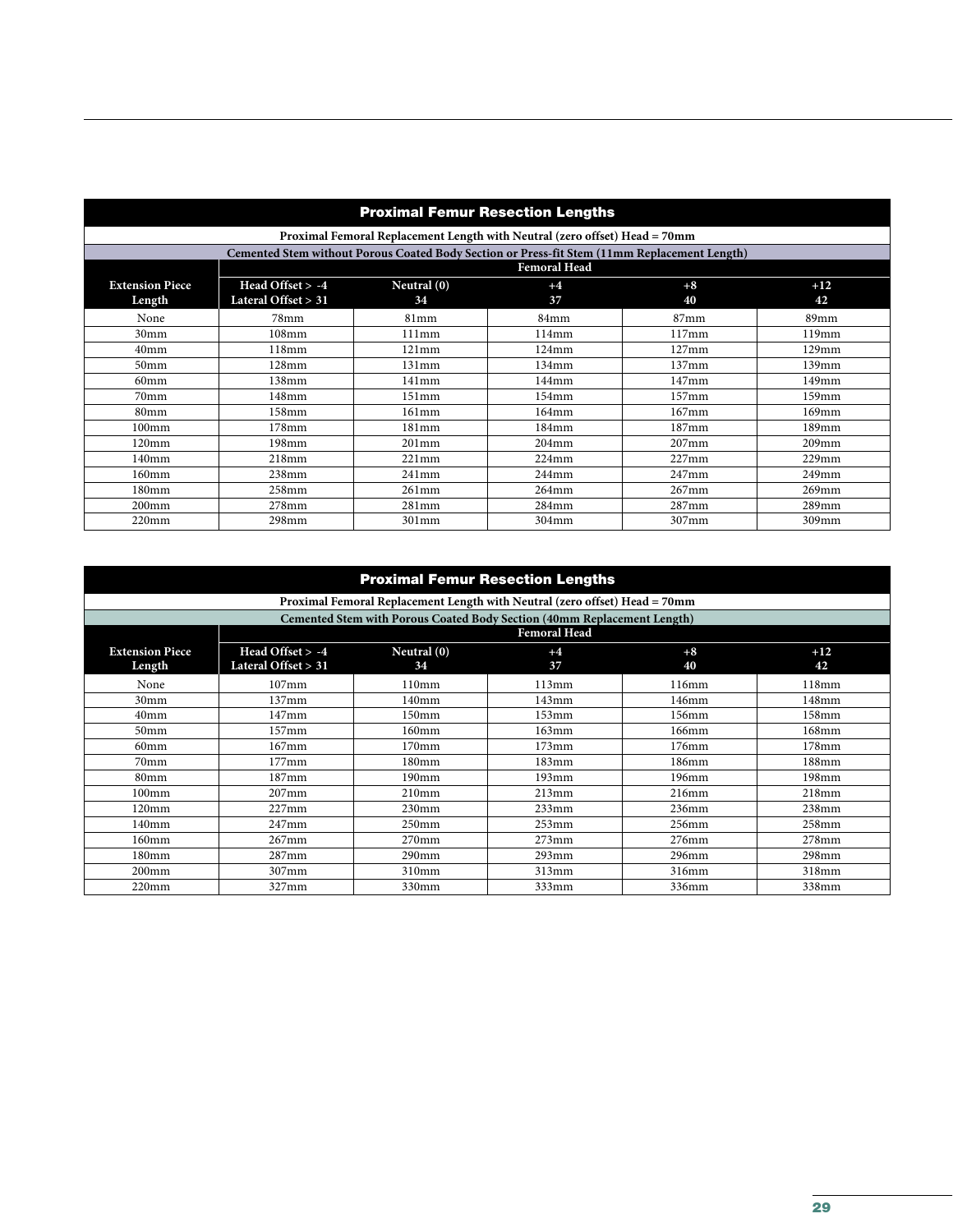## Proximal Femur Resection Lengths

| Proximal Femoral Replacement Length with Neutral (zero offset) Head = 70mm | | | | | |
|---|---|---|---|---|---|
| **Cemented Stem without Porous Coated Body Section or Press-fit Stem (11mm Replacement Length)** | | | | | |
| | **Femoral Head** | | | | |
| **Extension Piece Length** | **Head Offset > -4 Lateral Offset > 31** | **Neutral (0) 34** | **+4 37** | **+8 40** | **+12 42** |
| None | 78mm | 81mm | 84mm | 87mm | 89mm |
| 30mm | 108mm | 111mm | 114mm | 117mm | 119mm |
| 40mm | 118mm | 121mm | 124mm | 127mm | 129mm |
| 50mm | 128mm | 131mm | 134mm | 137mm | 139mm |
| 60mm | 138mm | 141mm | 144mm | 147mm | 149mm |
| 70mm | 148mm | 151mm | 154mm | 157mm | 159mm |
| 80mm | 158mm | 161mm | 164mm | 167mm | 169mm |
| 100mm | 178mm | 181mm | 184mm | 187mm | 189mm |
| 120mm | 198mm | 201mm | 204mm | 207mm | 209mm |
| 140mm | 218mm | 221mm | 224mm | 227mm | 229mm |
| 160mm | 238mm | 241mm | 244mm | 247mm | 249mm |
| 180mm | 258mm | 261mm | 264mm | 267mm | 269mm |
| 200mm | 278mm | 281mm | 284mm | 287mm | 289mm |
| 220mm | 298mm | 301mm | 304mm | 307mm | 309mm |

## Proximal Femur Resection Lengths

| Proximal Femoral Replacement Length with Neutral (zero offset) Head = 70mm | | | | | |
|---|---|---|---|---|---|
| **Cemented Stem with Porous Coated Body Section (40mm Replacement Length)** | | | | | |
| | **Femoral Head** | | | | |
| **Extension Piece Length** | **Head Offset > -4 Lateral Offset > 31** | **Neutral (0) 34** | **+4 37** | **+8 40** | **+12 42** |
| None | 107mm | 110mm | 113mm | 116mm | 118mm |
| 30mm | 137mm | 140mm | 143mm | 146mm | 148mm |
| 40mm | 147mm | 150mm | 153mm | 156mm | 158mm |
| 50mm | 157mm | 160mm | 163mm | 166mm | 168mm |
| 60mm | 167mm | 170mm | 173mm | 176mm | 178mm |
| 70mm | 177mm | 180mm | 183mm | 186mm | 188mm |
| 80mm | 187mm | 190mm | 193mm | 196mm | 198mm |
| 100mm | 207mm | 210mm | 213mm | 216mm | 218mm |
| 120mm | 227mm | 230mm | 233mm | 236mm | 238mm |
| 140mm | 247mm | 250mm | 253mm | 256mm | 258mm |
| 160mm | 267mm | 270mm | 273mm | 276mm | 278mm |
| 180mm | 287mm | 290mm | 293mm | 296mm | 298mm |
| 200mm | 307mm | 310mm | 313mm | 316mm | 318mm |
| 220mm | 327mm | 330mm | 333mm | 336mm | 338mm |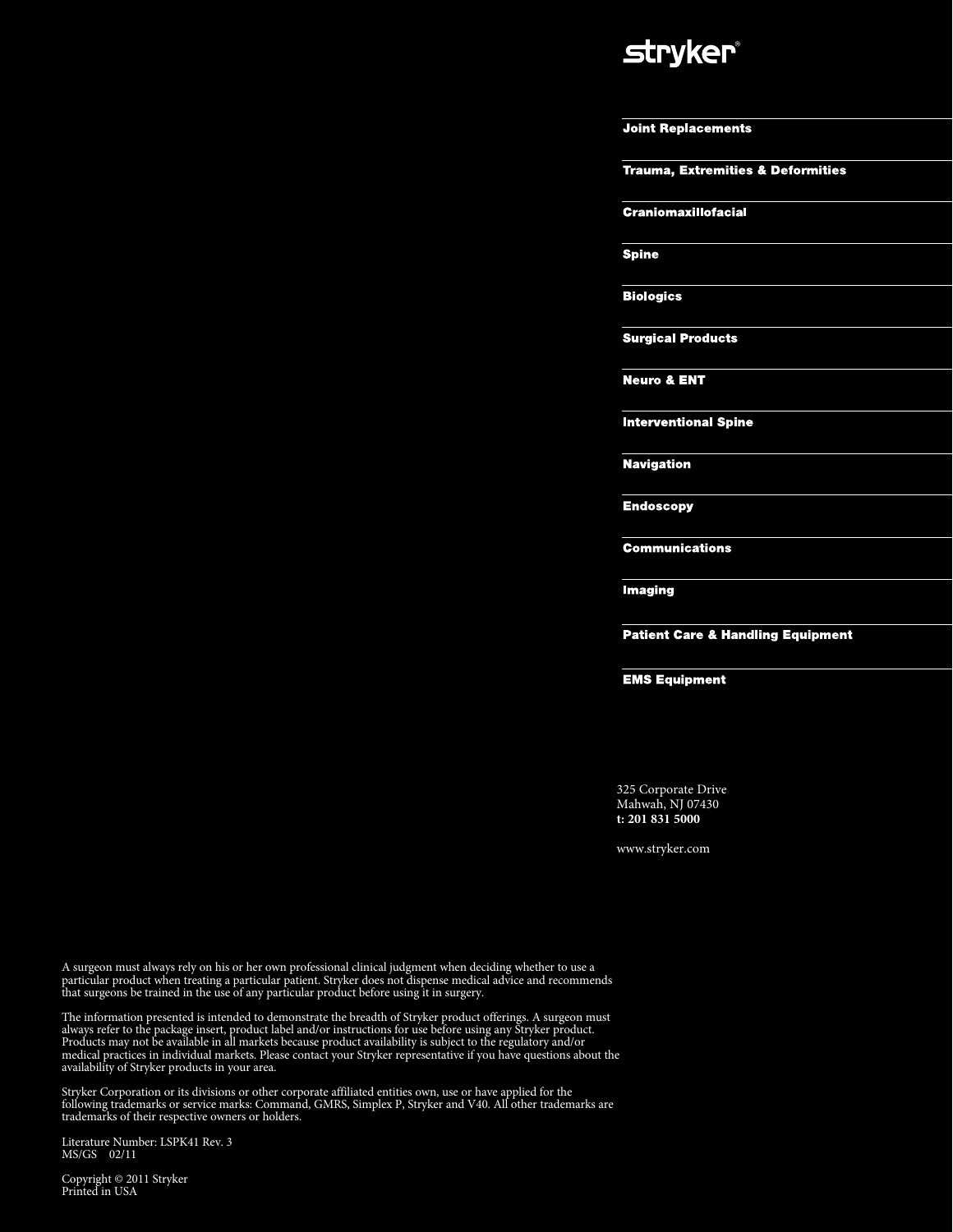stryker®

**Joint Replacements**

**Trauma, Extremities & Deformities**

**Craniomaxillofacial**

**Spine**

**Biologics**

**Surgical Products**

**Neuro & ENT**

**Interventional Spine**

**Navigation**

**Endoscopy**

**Communications**

**Imaging**

**Patient Care & Handling Equipment**

**EMS Equipment**

325 Corporate Drive
Mahwah, NJ 07430
**t: 201 831 5000**

www.stryker.com

A surgeon must always rely on his or her own professional clinical judgment when deciding whether to use a particular product when treating a particular patient. Stryker does not dispense medical advice and recommends that surgeons be trained in the use of any particular product before using it in surgery.

The information presented is intended to demonstrate the breadth of Stryker product offerings. A surgeon must always refer to the package insert, product label and/or instructions for use before using any Stryker product. Products may not be available in all markets because product availability is subject to the regulatory and/or medical practices in individual markets. Please contact your Stryker representative if you have questions about the availability of Stryker products in your area.

Stryker Corporation or its divisions or other corporate affiliated entities own, use or have applied for the following trademarks or service marks: Command, GMRS, Simplex P, Stryker and V40. All other trademarks are trademarks of their respective owners or holders.

Literature Number: LSPK41 Rev. 3
MS/GS 02/11

Copyright © 2011 Stryker
Printed in USA